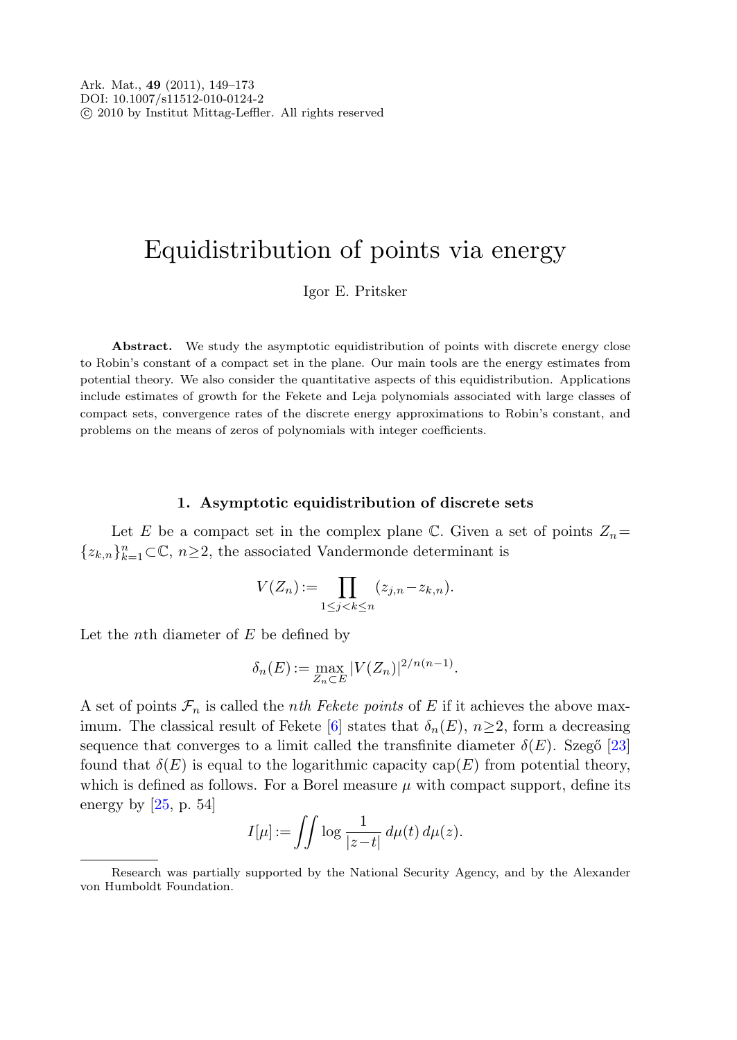# Equidistribution of points via energy

Igor E. Pritsker

**Abstract.** We study the asymptotic equidistribution of points with discrete energy close to Robin's constant of a compact set in the plane. Our main tools are the energy estimates from potential theory. We also consider the quantitative aspects of this equidistribution. Applications include estimates of growth for the Fekete and Leja polynomials associated with large classes of compact sets, convergence rates of the discrete energy approximations to Robin's constant, and problems on the means of zeros of polynomials with integer coefficients.

## 1. Asymptotic equidistribution of discrete sets

Let $E$ be a compact set in the complex plane $\mathbb{C}$. Given a set of points $Z_n=\{z_{k,n}\}_{k=1}^{n}\subset\mathbb{C}$, $n\geq 2$, the associated Vandermonde determinant is

$$V(Z_n):=\prod_{1\leq j<k\leq n}(z_{j,n}-z_{k,n}).$$

Let the $n$th diameter of $E$ be defined by

$$\delta_n(E):=\max_{Z_n\subset E}|V(Z_n)|^{2/n(n-1)}.$$

A set of points $\mathcal{F}_n$ is called the *nth Fekete points* of $E$ if it achieves the above maximum. The classical result of Fekete [6] states that $\delta_n(E)$, $n\geq 2$, form a decreasing sequence that converges to a limit called the transfinite diameter $\delta(E)$. Szegő [23] found that $\delta(E)$ is equal to the logarithmic capacity $\operatorname{cap}(E)$ from potential theory, which is defined as follows. For a Borel measure $\mu$ with compact support, define its energy by [25, p. 54]

$$I[\mu]:=\iint\log\frac{1}{|z-t|}\,d\mu(t)\,d\mu(z).$$

Research was partially supported by the National Security Agency, and by the Alexander von Humboldt Foundation.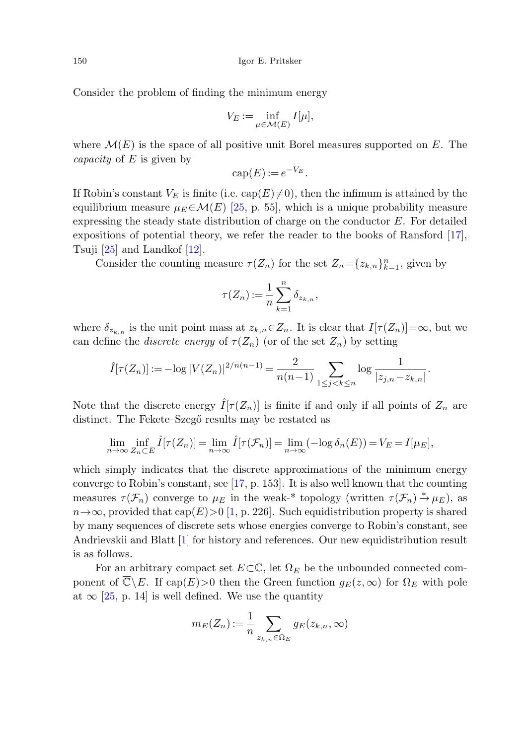Consider the problem of finding the minimum energy

$$V_E := \inf_{\mu \in \mathcal{M}(E)} I[\mu],$$

where $\mathcal{M}(E)$ is the space of all positive unit Borel measures supported on $E$. The *capacity* of $E$ is given by

$$\operatorname{cap}(E) := e^{-V_E}.$$

If Robin's constant $V_E$ is finite (i.e. $\operatorname{cap}(E) \neq 0$), then the infimum is attained by the equilibrium measure $\mu_E \in \mathcal{M}(E)$ [25, p. 55], which is a unique probability measure expressing the steady state distribution of charge on the conductor $E$. For detailed expositions of potential theory, we refer the reader to the books of Ransford [17], Tsuji [25] and Landkof [12].

Consider the counting measure $\tau(Z_n)$ for the set $Z_n = \{z_{k,n}\}_{k=1}^n$, given by

$$\tau(Z_n) := \frac{1}{n} \sum_{k=1}^{n} \delta_{z_{k,n}},$$

where $\delta_{z_{k,n}}$ is the unit point mass at $z_{k,n} \in Z_n$. It is clear that $I[\tau(Z_n)] = \infty$, but we can define the *discrete energy* of $\tau(Z_n)$ (or of the set $Z_n$) by setting

$$\hat{I}[\tau(Z_n)] := -\log |V(Z_n)|^{2/n(n-1)} = \frac{2}{n(n-1)} \sum_{1 \le j < k \le n} \log \frac{1}{|z_{j,n} - z_{k,n}|}.$$

Note that the discrete energy $\hat{I}[\tau(Z_n)]$ is finite if and only if all points of $Z_n$ are distinct. The Fekete–Szegő results may be restated as

$$\lim_{n\to\infty} \inf_{Z_n \subset E} \hat{I}[\tau(Z_n)] = \lim_{n\to\infty} \hat{I}[\tau(\mathcal{F}_n)] = \lim_{n\to\infty} (-\log \delta_n(E)) = V_E = I[\mu_E],$$

which simply indicates that the discrete approximations of the minimum energy converge to Robin's constant, see [17, p. 153]. It is also well known that the counting measures $\tau(\mathcal{F}_n)$ converge to $\mu_E$ in the weak-* topology (written $\tau(\mathcal{F}_n) \xrightarrow{*} \mu_E$), as $n \to \infty$, provided that $\operatorname{cap}(E) > 0$ [1, p. 226]. Such equidistribution property is shared by many sequences of discrete sets whose energies converge to Robin's constant, see Andrievskii and Blatt [1] for history and references. Our new equidistribution result is as follows.

For an arbitrary compact set $E \subset \mathbb{C}$, let $\Omega_E$ be the unbounded connected component of $\overline{\mathbb{C}} \setminus E$. If $\operatorname{cap}(E) > 0$ then the Green function $g_E(z, \infty)$ for $\Omega_E$ with pole at $\infty$ [25, p. 14] is well defined. We use the quantity

$$m_E(Z_n) := \frac{1}{n} \sum_{z_{k,n} \in \Omega_E} g_E(z_{k,n}, \infty)$$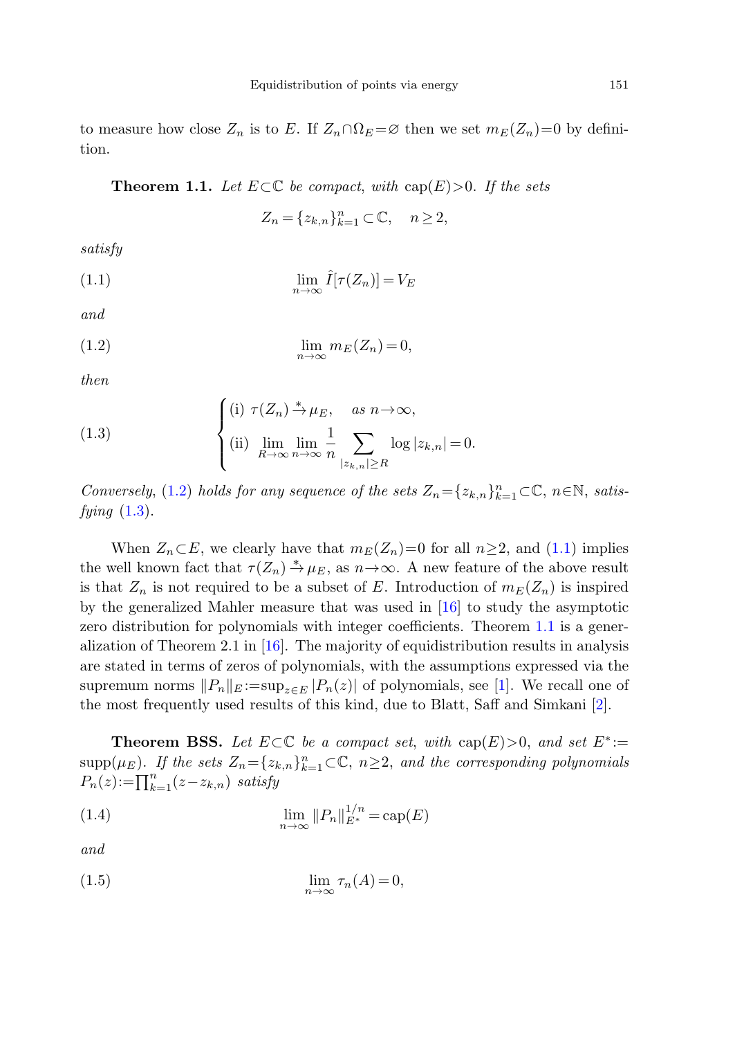to measure how close $Z_n$ is to $E$. If $Z_n \cap \Omega_E = \varnothing$ then we set $m_E(Z_n)=0$ by definition.

**Theorem 1.1.** *Let $E \subset \mathbb{C}$ be compact, with $\operatorname{cap}(E) > 0$. If the sets*

$$Z_n = \{z_{k,n}\}_{k=1}^n \subset \mathbb{C}, \quad n \geq 2,$$

*satisfy*

$$\lim_{n\to\infty} \hat{I}[\tau(Z_n)] = V_E \tag{1.1}$$

*and*

$$\lim_{n\to\infty} m_E(Z_n) = 0, \tag{1.2}$$

*then*

$$\begin{cases} \text{(i) } \tau(Z_n) \xrightarrow{*} \mu_E, \quad \text{as } n\to\infty, \\ \text{(ii) } \displaystyle\lim_{R\to\infty} \lim_{n\to\infty} \frac{1}{n} \sum_{|z_{k,n}|\geq R} \log|z_{k,n}| = 0. \end{cases} \tag{1.3}$$

*Conversely*, (1.2) *holds for any sequence of the sets $Z_n = \{z_{k,n}\}_{k=1}^n \subset \mathbb{C}$, $n \in \mathbb{N}$, satisfying* (1.3).

When $Z_n \subset E$, we clearly have that $m_E(Z_n)=0$ for all $n \geq 2$, and (1.1) implies the well known fact that $\tau(Z_n) \xrightarrow{*} \mu_E$, as $n\to\infty$. A new feature of the above result is that $Z_n$ is not required to be a subset of $E$. Introduction of $m_E(Z_n)$ is inspired by the generalized Mahler measure that was used in [16] to study the asymptotic zero distribution for polynomials with integer coefficients. Theorem 1.1 is a generalization of Theorem 2.1 in [16]. The majority of equidistribution results in analysis are stated in terms of zeros of polynomials, with the assumptions expressed via the supremum norms $\|P_n\|_E := \sup_{z\in E} |P_n(z)|$ of polynomials, see [1]. We recall one of the most frequently used results of this kind, due to Blatt, Saff and Simkani [2].

**Theorem BSS.** *Let $E \subset \mathbb{C}$ be a compact set, with $\operatorname{cap}(E) > 0$, and set $E^* := \operatorname{supp}(\mu_E)$. If the sets $Z_n = \{z_{k,n}\}_{k=1}^n \subset \mathbb{C}$, $n \geq 2$, and the corresponding polynomials $P_n(z) := \prod_{k=1}^n (z - z_{k,n})$ satisfy*

$$\lim_{n\to\infty} \|P_n\|_{E^*}^{1/n} = \operatorname{cap}(E) \tag{1.4}$$

*and*

$$\lim_{n\to\infty} \tau_n(A) = 0, \tag{1.5}$$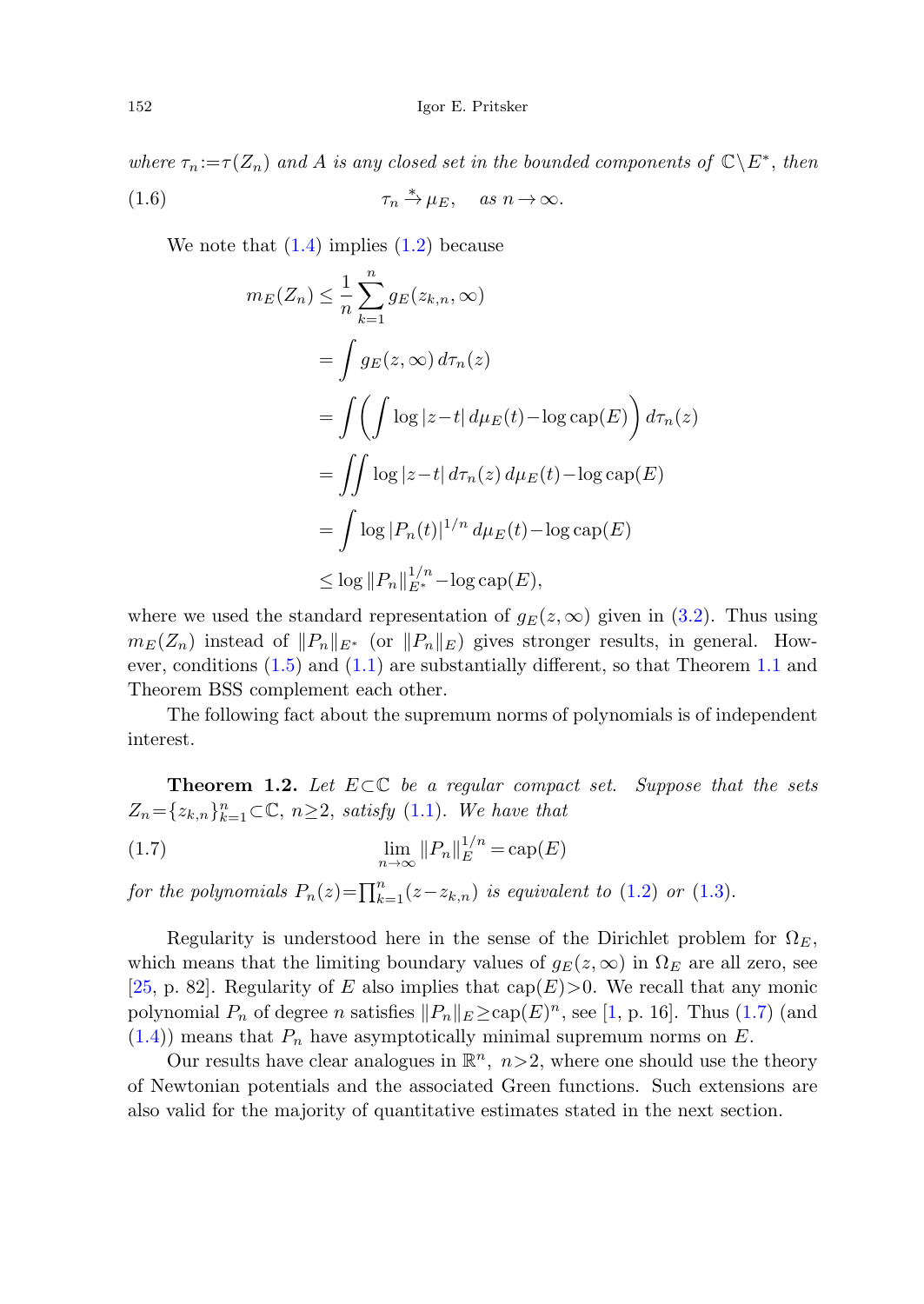*where* $\tau_n := \tau(Z_n)$ *and* $A$ *is any closed set in the bounded components of* $\mathbb{C}\setminus E^*$, *then*

$$\tau_n \xrightarrow{*} \mu_E, \quad \text{as } n \to \infty. \tag{1.6}$$

We note that (1.4) implies (1.2) because

$$\begin{aligned}
m_E(Z_n) &\le \frac{1}{n}\sum_{k=1}^{n} g_E(z_{k,n},\infty) \\
&= \int g_E(z,\infty)\, d\tau_n(z) \\
&= \int \left( \int \log|z-t|\, d\mu_E(t) - \log \operatorname{cap}(E) \right) d\tau_n(z) \\
&= \iint \log|z-t|\, d\tau_n(z)\, d\mu_E(t) - \log \operatorname{cap}(E) \\
&= \int \log|P_n(t)|^{1/n}\, d\mu_E(t) - \log \operatorname{cap}(E) \\
&\le \log \|P_n\|_{E^*}^{1/n} - \log \operatorname{cap}(E),
\end{aligned}$$

where we used the standard representation of $g_E(z,\infty)$ given in (3.2). Thus using $m_E(Z_n)$ instead of $\|P_n\|_{E^*}$ (or $\|P_n\|_E$) gives stronger results, in general. However, conditions (1.5) and (1.1) are substantially different, so that Theorem 1.1 and Theorem BSS complement each other.

The following fact about the supremum norms of polynomials is of independent interest.

**Theorem 1.2.** *Let* $E \subset \mathbb{C}$ *be a regular compact set. Suppose that the sets* $Z_n = \{z_{k,n}\}_{k=1}^n \subset \mathbb{C}$, $n \ge 2$, *satisfy* (1.1). *We have that*

$$\lim_{n\to\infty} \|P_n\|_E^{1/n} = \operatorname{cap}(E) \tag{1.7}$$

*for the polynomials* $P_n(z) = \prod_{k=1}^n (z - z_{k,n})$ *is equivalent to* (1.2) *or* (1.3).

Regularity is understood here in the sense of the Dirichlet problem for $\Omega_E$, which means that the limiting boundary values of $g_E(z,\infty)$ in $\Omega_E$ are all zero, see [25, p. 82]. Regularity of $E$ also implies that $\operatorname{cap}(E) > 0$. We recall that any monic polynomial $P_n$ of degree $n$ satisfies $\|P_n\|_E \ge \operatorname{cap}(E)^n$, see [1, p. 16]. Thus (1.7) (and (1.4)) means that $P_n$ have asymptotically minimal supremum norms on $E$.

Our results have clear analogues in $\mathbb{R}^n$, $n > 2$, where one should use the theory of Newtonian potentials and the associated Green functions. Such extensions are also valid for the majority of quantitative estimates stated in the next section.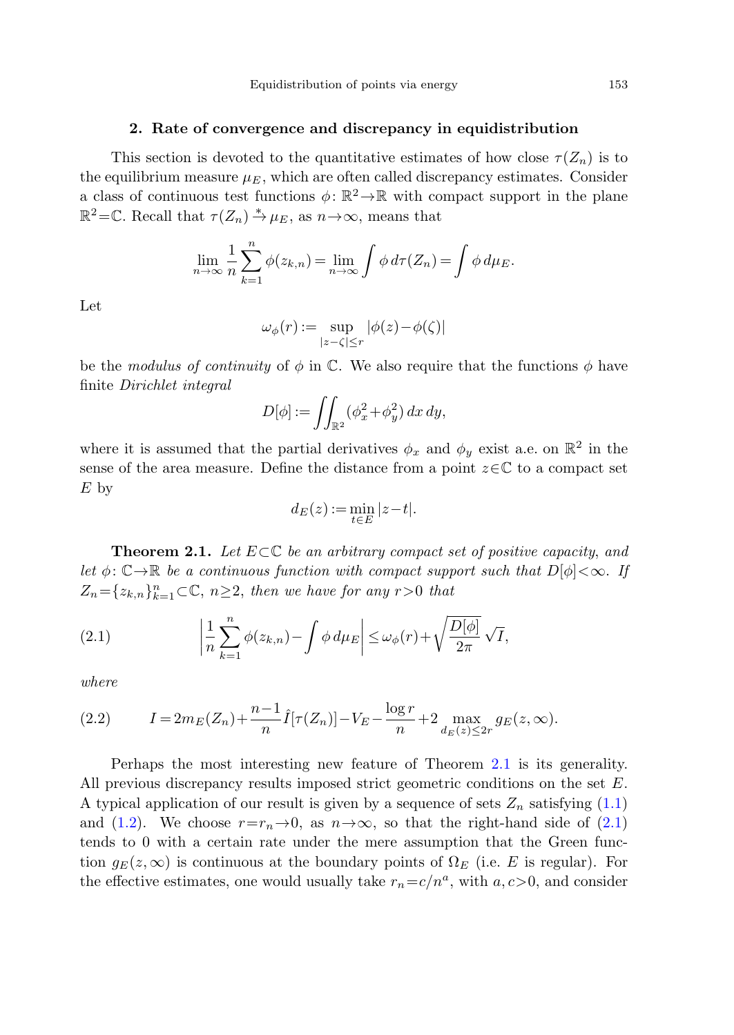## 2. Rate of convergence and discrepancy in equidistribution

This section is devoted to the quantitative estimates of how close $\tau(Z_n)$ is to the equilibrium measure $\mu_E$, which are often called discrepancy estimates. Consider a class of continuous test functions $\phi\colon \mathbb{R}^2 \to \mathbb{R}$ with compact support in the plane $\mathbb{R}^2 = \mathbb{C}$. Recall that $\tau(Z_n) \xrightarrow{*} \mu_E$, as $n \to \infty$, means that

$$\lim_{n\to\infty} \frac{1}{n} \sum_{k=1}^{n} \phi(z_{k,n}) = \lim_{n\to\infty} \int \phi \, d\tau(Z_n) = \int \phi \, d\mu_E.$$

Let

$$\omega_\phi(r) := \sup_{|z-\zeta|\le r} |\phi(z) - \phi(\zeta)|$$

be the *modulus of continuity* of $\phi$ in $\mathbb{C}$. We also require that the functions $\phi$ have finite *Dirichlet integral*

$$D[\phi] := \iint_{\mathbb{R}^2} (\phi_x^2 + \phi_y^2) \, dx \, dy,$$

where it is assumed that the partial derivatives $\phi_x$ and $\phi_y$ exist a.e. on $\mathbb{R}^2$ in the sense of the area measure. Define the distance from a point $z \in \mathbb{C}$ to a compact set $E$ by

$$d_E(z) := \min_{t\in E} |z - t|.$$

**Theorem 2.1.** *Let $E \subset \mathbb{C}$ be an arbitrary compact set of positive capacity, and let $\phi\colon \mathbb{C} \to \mathbb{R}$ be a continuous function with compact support such that $D[\phi] < \infty$. If $Z_n = \{z_{k,n}\}_{k=1}^n \subset \mathbb{C}$, $n \ge 2$, then we have for any $r > 0$ that*

$$\left| \frac{1}{n} \sum_{k=1}^{n} \phi(z_{k,n}) - \int \phi \, d\mu_E \right| \le \omega_\phi(r) + \sqrt{\frac{D[\phi]}{2\pi}} \sqrt{I}, \tag{2.1}$$

*where*

$$I = 2m_E(Z_n) + \frac{n-1}{n} \hat{I}[\tau(Z_n)] - V_E - \frac{\log r}{n} + 2 \max_{d_E(z)\le 2r} g_E(z, \infty). \tag{2.2}$$

Perhaps the most interesting new feature of Theorem 2.1 is its generality. All previous discrepancy results imposed strict geometric conditions on the set $E$. A typical application of our result is given by a sequence of sets $Z_n$ satisfying (1.1) and (1.2). We choose $r = r_n \to 0$, as $n \to \infty$, so that the right-hand side of (2.1) tends to 0 with a certain rate under the mere assumption that the Green function $g_E(z, \infty)$ is continuous at the boundary points of $\Omega_E$ (i.e. $E$ is regular). For the effective estimates, one would usually take $r_n = c/n^a$, with $a, c > 0$, and consider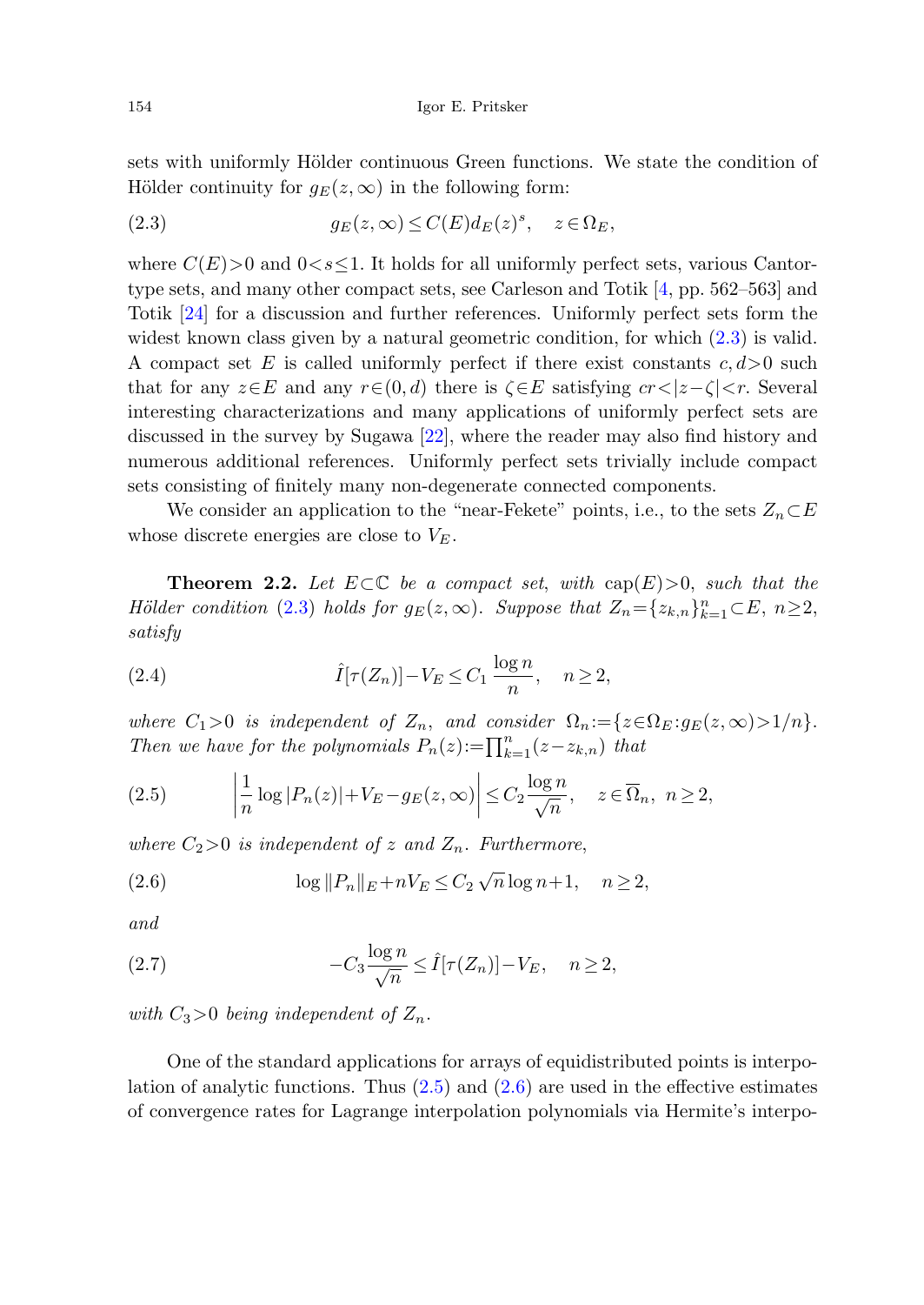sets with uniformly Hölder continuous Green functions. We state the condition of Hölder continuity for $g_E(z,\infty)$ in the following form:

$$g_E(z,\infty) \le C(E) d_E(z)^s, \quad z \in \Omega_E, \tag{2.3}$$

where $C(E)>0$ and $0<s\le 1$. It holds for all uniformly perfect sets, various Cantor-type sets, and many other compact sets, see Carleson and Totik [4, pp. 562–563] and Totik [24] for a discussion and further references. Uniformly perfect sets form the widest known class given by a natural geometric condition, for which (2.3) is valid. A compact set $E$ is called uniformly perfect if there exist constants $c,d>0$ such that for any $z\in E$ and any $r\in(0,d)$ there is $\zeta\in E$ satisfying $cr<|z-\zeta|<r$. Several interesting characterizations and many applications of uniformly perfect sets are discussed in the survey by Sugawa [22], where the reader may also find history and numerous additional references. Uniformly perfect sets trivially include compact sets consisting of finitely many non-degenerate connected components.

We consider an application to the "near-Fekete" points, i.e., to the sets $Z_n\subset E$ whose discrete energies are close to $V_E$.

**Theorem 2.2.** *Let $E\subset\mathbb{C}$ be a compact set, with $\operatorname{cap}(E)>0$, such that the Hölder condition (2.3) holds for $g_E(z,\infty)$. Suppose that $Z_n=\{z_{k,n}\}_{k=1}^n\subset E$, $n\ge 2$, satisfy*

$$\hat{I}[\tau(Z_n)] - V_E \le C_1 \frac{\log n}{n}, \quad n \ge 2, \tag{2.4}$$

*where $C_1>0$ is independent of $Z_n$, and consider $\Omega_n:=\{z\in\Omega_E : g_E(z,\infty)>1/n\}$. Then we have for the polynomials $P_n(z):=\prod_{k=1}^n (z-z_{k,n})$ that*

$$\left| \frac{1}{n}\log|P_n(z)| + V_E - g_E(z,\infty)\right| \le C_2 \frac{\log n}{\sqrt{n}}, \quad z\in\overline{\Omega}_n,\ n\ge 2, \tag{2.5}$$

*where $C_2>0$ is independent of $z$ and $Z_n$. Furthermore,*

$$\log\|P_n\|_E + nV_E \le C_2\sqrt{n}\log n + 1, \quad n\ge 2, \tag{2.6}$$

*and*

$$-C_3 \frac{\log n}{\sqrt{n}} \le \hat{I}[\tau(Z_n)] - V_E, \quad n\ge 2, \tag{2.7}$$

*with $C_3>0$ being independent of $Z_n$.*

One of the standard applications for arrays of equidistributed points is interpolation of analytic functions. Thus (2.5) and (2.6) are used in the effective estimates of convergence rates for Lagrange interpolation polynomials via Hermite's interpo-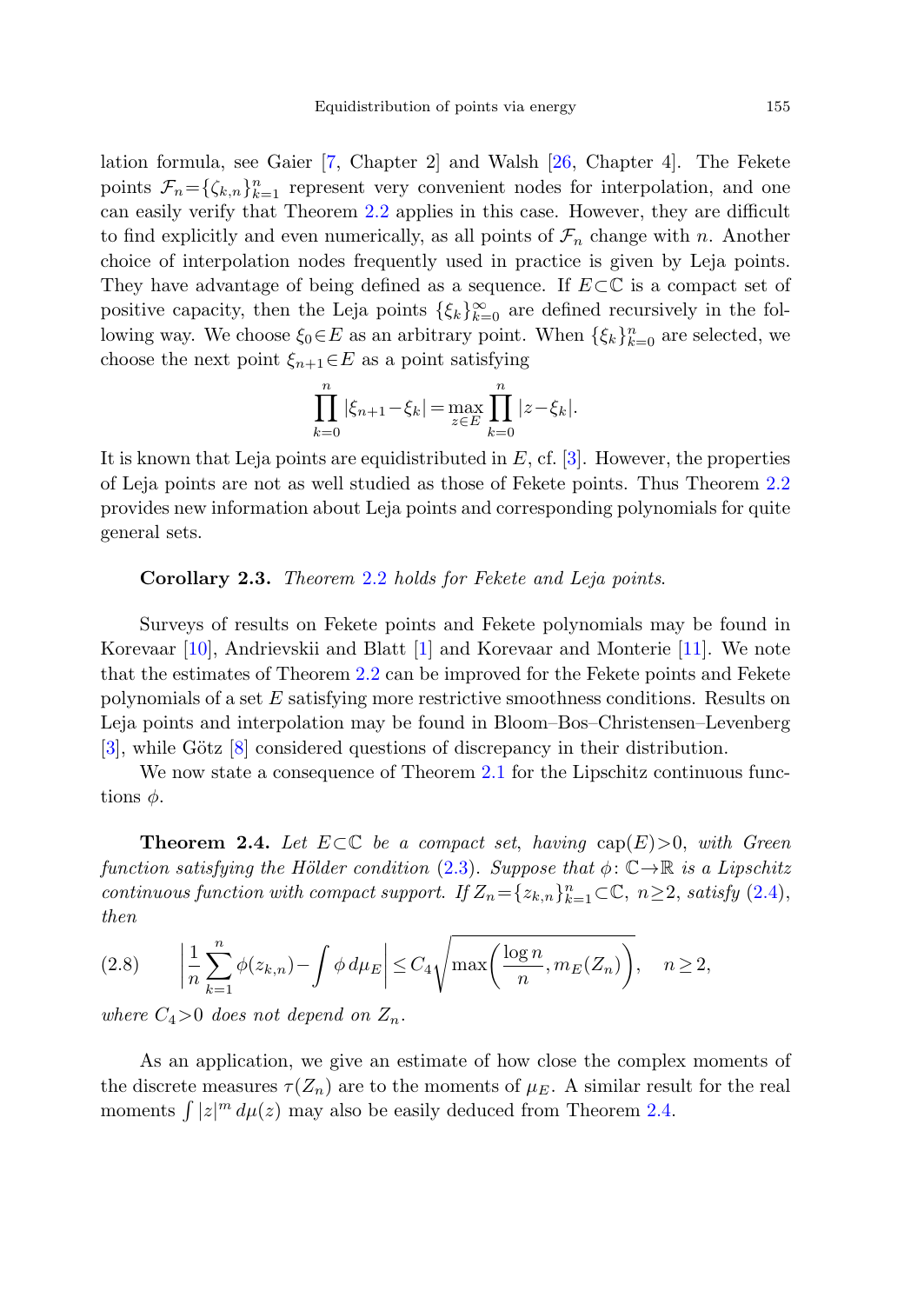lation formula, see Gaier [7, Chapter 2] and Walsh [26, Chapter 4]. The Fekete points $\mathcal{F}_n=\{\zeta_{k,n}\}_{k=1}^n$ represent very convenient nodes for interpolation, and one can easily verify that Theorem 2.2 applies in this case. However, they are difficult to find explicitly and even numerically, as all points of $\mathcal{F}_n$ change with $n$. Another choice of interpolation nodes frequently used in practice is given by Leja points. They have advantage of being defined as a sequence. If $E\subset\mathbb{C}$ is a compact set of positive capacity, then the Leja points $\{\xi_k\}_{k=0}^\infty$ are defined recursively in the following way. We choose $\xi_0\in E$ as an arbitrary point. When $\{\xi_k\}_{k=0}^n$ are selected, we choose the next point $\xi_{n+1}\in E$ as a point satisfying

$$\prod_{k=0}^n |\xi_{n+1}-\xi_k| = \max_{z\in E} \prod_{k=0}^n |z-\xi_k|.$$

It is known that Leja points are equidistributed in $E$, cf. [3]. However, the properties of Leja points are not as well studied as those of Fekete points. Thus Theorem 2.2 provides new information about Leja points and corresponding polynomials for quite general sets.

**Corollary 2.3.** *Theorem 2.2 holds for Fekete and Leja points.*

Surveys of results on Fekete points and Fekete polynomials may be found in Korevaar [10], Andrievskii and Blatt [1] and Korevaar and Monterie [11]. We note that the estimates of Theorem 2.2 can be improved for the Fekete points and Fekete polynomials of a set $E$ satisfying more restrictive smoothness conditions. Results on Leja points and interpolation may be found in Bloom–Bos–Christensen–Levenberg [3], while Götz [8] considered questions of discrepancy in their distribution.

We now state a consequence of Theorem 2.1 for the Lipschitz continuous functions $\phi$.

**Theorem 2.4.** *Let $E\subset\mathbb{C}$ be a compact set, having $\operatorname{cap}(E)>0$, with Green function satisfying the Hölder condition (2.3). Suppose that $\phi\colon\mathbb{C}\to\mathbb{R}$ is a Lipschitz continuous function with compact support. If $Z_n=\{z_{k,n}\}_{k=1}^n\subset\mathbb{C}$, $n\ge 2$, satisfy (2.4), then*

$$\left|\frac{1}{n}\sum_{k=1}^n \phi(z_{k,n}) - \int \phi\, d\mu_E\right| \le C_4\sqrt{\max\left(\frac{\log n}{n}, m_E(Z_n)\right)}, \quad n\ge 2, \tag{2.8}$$

*where $C_4>0$ does not depend on $Z_n$.*

As an application, we give an estimate of how close the complex moments of the discrete measures $\tau(Z_n)$ are to the moments of $\mu_E$. A similar result for the real moments $\int |z|^m\, d\mu(z)$ may also be easily deduced from Theorem 2.4.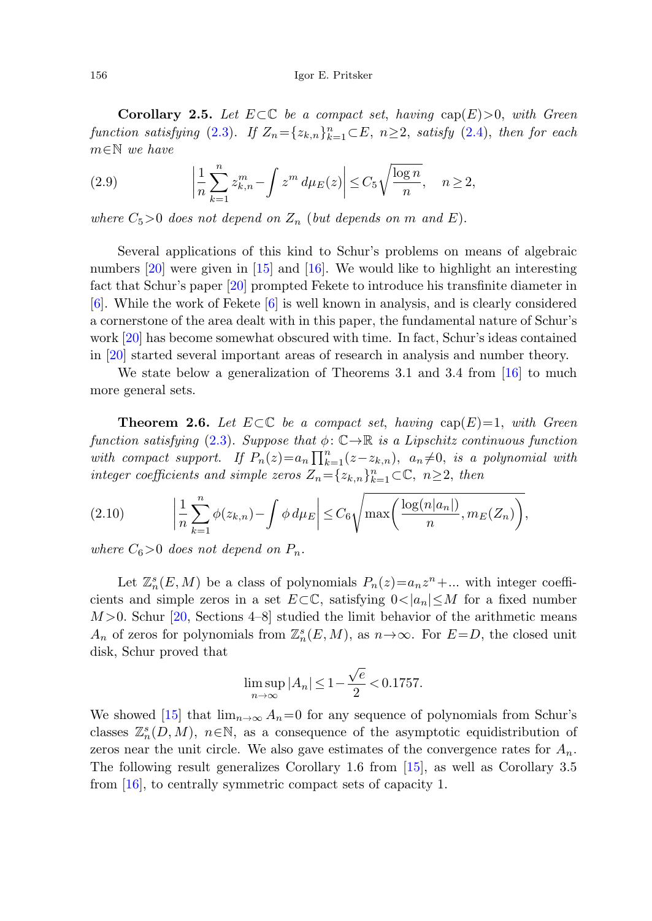**Corollary 2.5.** *Let $E\subset\mathbb{C}$ be a compact set, having $\operatorname{cap}(E)>0$, with Green function satisfying* (2.3). *If $Z_n=\{z_{k,n}\}_{k=1}^n\subset E$, $n\ge 2$, satisfy* (2.4), *then for each $m\in\mathbb{N}$ we have*

$$\left|\frac{1}{n}\sum_{k=1}^n z_{k,n}^m-\int z^m\,d\mu_E(z)\right|\le C_5\sqrt{\frac{\log n}{n}},\quad n\ge 2, \tag{2.9}$$

*where $C_5>0$ does not depend on $Z_n$ (but depends on $m$ and $E$).*

Several applications of this kind to Schur's problems on means of algebraic numbers [20] were given in [15] and [16]. We would like to highlight an interesting fact that Schur's paper [20] prompted Fekete to introduce his transfinite diameter in [6]. While the work of Fekete [6] is well known in analysis, and is clearly considered a cornerstone of the area dealt with in this paper, the fundamental nature of Schur's work [20] has become somewhat obscured with time. In fact, Schur's ideas contained in [20] started several important areas of research in analysis and number theory.

We state below a generalization of Theorems 3.1 and 3.4 from [16] to much more general sets.

**Theorem 2.6.** *Let $E\subset\mathbb{C}$ be a compact set, having $\operatorname{cap}(E)=1$, with Green function satisfying* (2.3). *Suppose that $\phi\colon\mathbb{C}\to\mathbb{R}$ is a Lipschitz continuous function with compact support. If $P_n(z)=a_n\prod_{k=1}^n(z-z_{k,n})$, $a_n\neq 0$, is a polynomial with integer coefficients and simple zeros $Z_n=\{z_{k,n}\}_{k=1}^n\subset\mathbb{C}$, $n\ge 2$, then*

$$\left|\frac{1}{n}\sum_{k=1}^n \phi(z_{k,n})-\int\phi\,d\mu_E\right|\le C_6\sqrt{\max\left(\frac{\log(n|a_n|)}{n},m_E(Z_n)\right)}, \tag{2.10}$$

*where $C_6>0$ does not depend on $P_n$.*

Let $\mathbb{Z}_n^s(E,M)$ be a class of polynomials $P_n(z)=a_nz^n+\ldots$ with integer coefficients and simple zeros in a set $E\subset\mathbb{C}$, satisfying $0<|a_n|\le M$ for a fixed number $M>0$. Schur [20, Sections 4–8] studied the limit behavior of the arithmetic means $A_n$ of zeros for polynomials from $\mathbb{Z}_n^s(E,M)$, as $n\to\infty$. For $E=D$, the closed unit disk, Schur proved that

$$\limsup_{n\to\infty}|A_n|\le 1-\frac{\sqrt{e}}{2}<0.1757.$$

We showed [15] that $\lim_{n\to\infty}A_n=0$ for any sequence of polynomials from Schur's classes $\mathbb{Z}_n^s(D,M)$, $n\in\mathbb{N}$, as a consequence of the asymptotic equidistribution of zeros near the unit circle. We also gave estimates of the convergence rates for $A_n$. The following result generalizes Corollary 1.6 from [15], as well as Corollary 3.5 from [16], to centrally symmetric compact sets of capacity 1.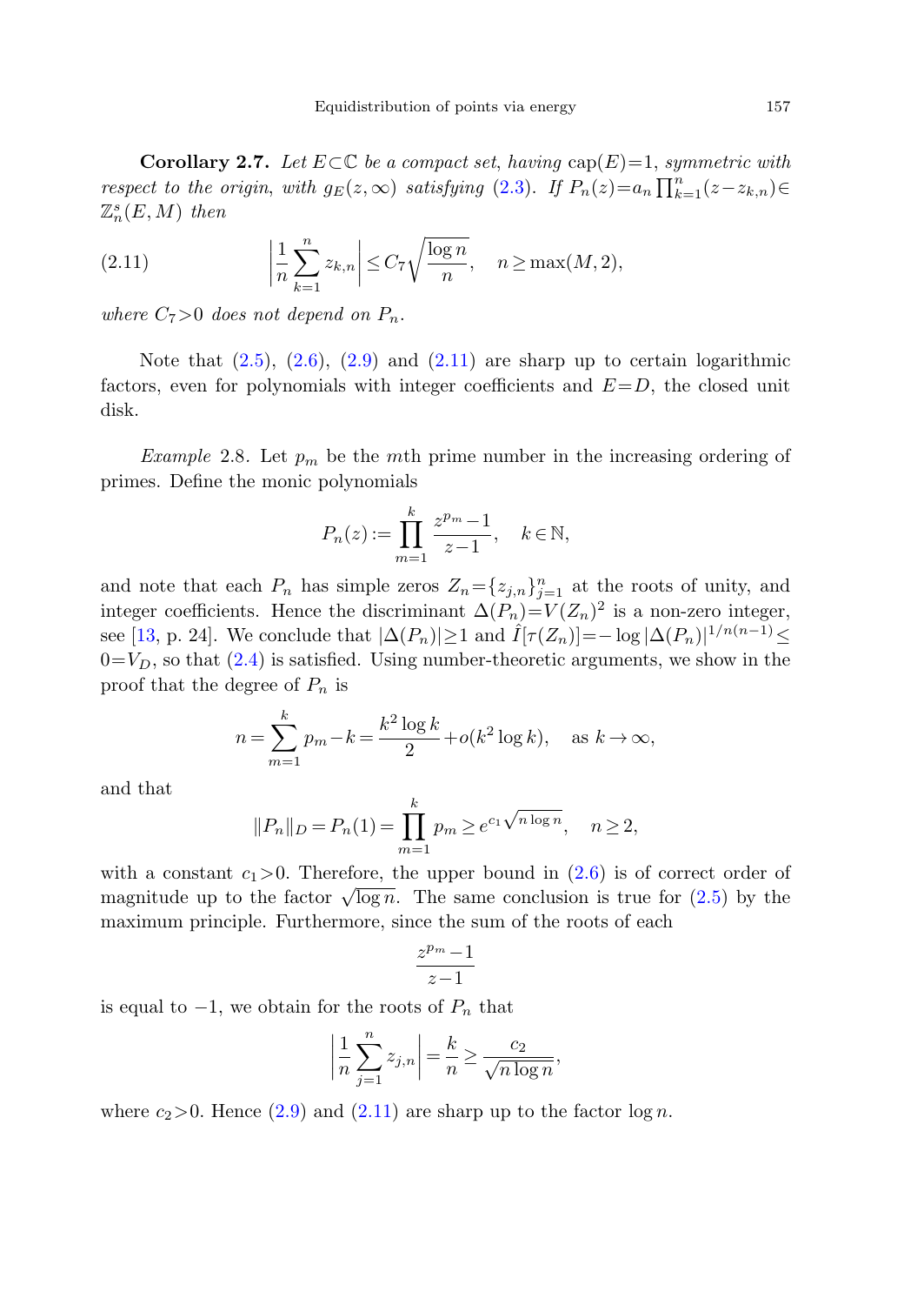**Corollary 2.7.** *Let $E \subset \mathbb{C}$ be a compact set, having* $\operatorname{cap}(E)=1$, *symmetric with respect to the origin, with $g_E(z,\infty)$ satisfying* (2.3). *If $P_n(z)=a_n\prod_{k=1}^n (z-z_{k,n}) \in \mathbb{Z}_n^s(E,M)$ then*

$$\left|\frac{1}{n}\sum_{k=1}^n z_{k,n}\right| \le C_7\sqrt{\frac{\log n}{n}}, \quad n \ge \max(M,2), \tag{2.11}$$

*where $C_7>0$ does not depend on $P_n$.*

Note that (2.5), (2.6), (2.9) and (2.11) are sharp up to certain logarithmic factors, even for polynomials with integer coefficients and $E=D$, the closed unit disk.

*Example* 2.8. Let $p_m$ be the $m$th prime number in the increasing ordering of primes. Define the monic polynomials

$$P_n(z) := \prod_{m=1}^k \frac{z^{p_m}-1}{z-1}, \quad k \in \mathbb{N},$$

and note that each $P_n$ has simple zeros $Z_n=\{z_{j,n}\}_{j=1}^n$ at the roots of unity, and integer coefficients. Hence the discriminant $\Delta(P_n)=V(Z_n)^2$ is a non-zero integer, see [13, p. 24]. We conclude that $|\Delta(P_n)|\ge 1$ and $\hat{I}[\tau(Z_n)]=-\log|\Delta(P_n)|^{1/n(n-1)} \le 0 = V_D$, so that (2.4) is satisfied. Using number-theoretic arguments, we show in the proof that the degree of $P_n$ is

$$n=\sum_{m=1}^k p_m - k = \frac{k^2\log k}{2} + o(k^2\log k), \quad \text{as } k\to\infty,$$

and that

$$\|P_n\|_D = P_n(1) = \prod_{m=1}^k p_m \ge e^{c_1\sqrt{n\log n}}, \quad n\ge 2,$$

with a constant $c_1>0$. Therefore, the upper bound in (2.6) is of correct order of magnitude up to the factor $\sqrt{\log n}$. The same conclusion is true for (2.5) by the maximum principle. Furthermore, since the sum of the roots of each

$$\frac{z^{p_m}-1}{z-1}$$

is equal to $-1$, we obtain for the roots of $P_n$ that

$$\left|\frac{1}{n}\sum_{j=1}^n z_{j,n}\right| = \frac{k}{n} \ge \frac{c_2}{\sqrt{n\log n}},$$

where $c_2>0$. Hence (2.9) and (2.11) are sharp up to the factor $\log n$.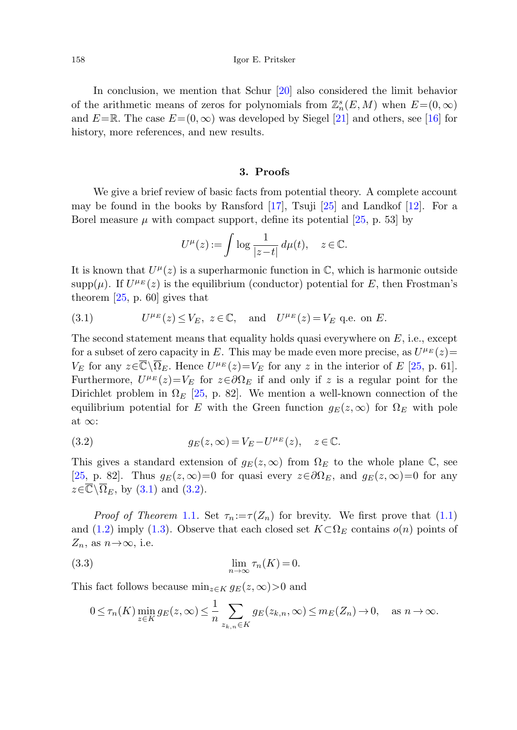In conclusion, we mention that Schur [20] also considered the limit behavior of the arithmetic means of zeros for polynomials from $\mathbb{Z}_n^s(E,M)$ when $E=(0,\infty)$ and $E=\mathbb{R}$. The case $E=(0,\infty)$ was developed by Siegel [21] and others, see [16] for history, more references, and new results.

## 3. Proofs

We give a brief review of basic facts from potential theory. A complete account may be found in the books by Ransford [17], Tsuji [25] and Landkof [12]. For a Borel measure $\mu$ with compact support, define its potential [25, p. 53] by

$$U^\mu(z) := \int \log \frac{1}{|z-t|}\, d\mu(t), \quad z \in \mathbb{C}.$$

It is known that $U^\mu(z)$ is a superharmonic function in $\mathbb{C}$, which is harmonic outside $\operatorname{supp}(\mu)$. If $U^{\mu_E}(z)$ is the equilibrium (conductor) potential for $E$, then Frostman's theorem [25, p. 60] gives that

$$U^{\mu_E}(z) \le V_E, \ z \in \mathbb{C}, \quad \text{and} \quad U^{\mu_E}(z) = V_E \text{ q.e. on } E. \tag{3.1}$$

The second statement means that equality holds quasi everywhere on $E$, i.e., except for a subset of zero capacity in $E$. This may be made even more precise, as $U^{\mu_E}(z) = V_E$ for any $z \in \overline{\mathbb{C}} \setminus \overline{\Omega}_E$. Hence $U^{\mu_E}(z) = V_E$ for any $z$ in the interior of $E$ [25, p. 61]. Furthermore, $U^{\mu_E}(z) = V_E$ for $z \in \partial\Omega_E$ if and only if $z$ is a regular point for the Dirichlet problem in $\Omega_E$ [25, p. 82]. We mention a well-known connection of the equilibrium potential for $E$ with the Green function $g_E(z,\infty)$ for $\Omega_E$ with pole at $\infty$:

$$g_E(z,\infty) = V_E - U^{\mu_E}(z), \quad z \in \mathbb{C}. \tag{3.2}$$

This gives a standard extension of $g_E(z,\infty)$ from $\Omega_E$ to the whole plane $\mathbb{C}$, see [25, p. 82]. Thus $g_E(z,\infty)=0$ for quasi every $z \in \partial\Omega_E$, and $g_E(z,\infty)=0$ for any $z \in \overline{\mathbb{C}} \setminus \overline{\Omega}_E$, by (3.1) and (3.2).

*Proof of Theorem* 1.1. Set $\tau_n := \tau(Z_n)$ for brevity. We first prove that (1.1) and (1.2) imply (1.3). Observe that each closed set $K \subset \Omega_E$ contains $o(n)$ points of $Z_n$, as $n \to \infty$, i.e.

$$\lim_{n\to\infty} \tau_n(K) = 0. \tag{3.3}$$

This fact follows because $\min_{z\in K} g_E(z,\infty) > 0$ and

$$0 \le \tau_n(K) \min_{z \in K} g_E(z,\infty) \le \frac{1}{n} \sum_{z_{k,n} \in K} g_E(z_{k,n},\infty) \le m_E(Z_n) \to 0, \quad \text{as } n \to \infty.$$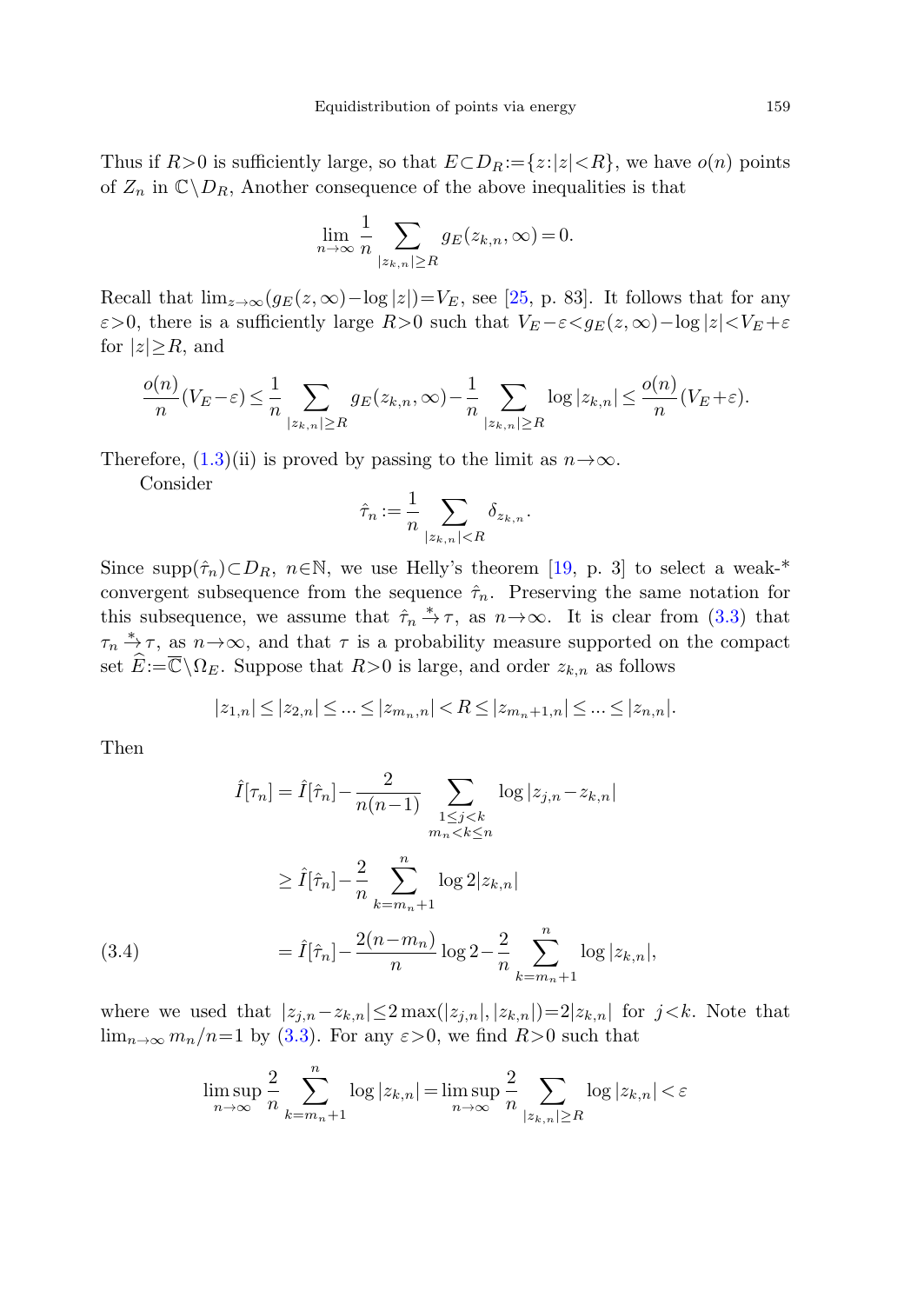Thus if $R>0$ is sufficiently large, so that $E\subset D_R:=\{z:|z|<R\}$, we have $o(n)$ points of $Z_n$ in $\mathbb{C}\setminus D_R$, Another consequence of the above inequalities is that

$$\lim_{n\to\infty} \frac{1}{n} \sum_{|z_{k,n}|\ge R} g_E(z_{k,n},\infty) = 0.$$

Recall that $\lim_{z\to\infty}(g_E(z,\infty)-\log|z|)=V_E$, see [25, p. 83]. It follows that for any $\varepsilon>0$, there is a sufficiently large $R>0$ such that $V_E-\varepsilon<g_E(z,\infty)-\log|z|<V_E+\varepsilon$ for $|z|\ge R$, and

$$\frac{o(n)}{n}(V_E-\varepsilon) \le \frac{1}{n}\sum_{|z_{k,n}|\ge R} g_E(z_{k,n},\infty) - \frac{1}{n}\sum_{|z_{k,n}|\ge R}\log|z_{k,n}| \le \frac{o(n)}{n}(V_E+\varepsilon).$$

Therefore, (1.3)(ii) is proved by passing to the limit as $n\to\infty$.

Consider

$$\hat{\tau}_n := \frac{1}{n}\sum_{|z_{k,n}|<R} \delta_{z_{k,n}}.$$

Since $\operatorname{supp}(\hat{\tau}_n)\subset D_R$, $n\in\mathbb{N}$, we use Helly's theorem [19, p. 3] to select a weak-* convergent subsequence from the sequence $\hat{\tau}_n$. Preserving the same notation for this subsequence, we assume that $\hat{\tau}_n \xrightarrow{*} \tau$, as $n\to\infty$. It is clear from (3.3) that $\tau_n \xrightarrow{*} \tau$, as $n\to\infty$, and that $\tau$ is a probability measure supported on the compact set $\widehat{E}:=\overline{\mathbb{C}}\setminus\Omega_E$. Suppose that $R>0$ is large, and order $z_{k,n}$ as follows

$$|z_{1,n}|\le|z_{2,n}|\le\ldots\le|z_{m_n,n}|<R\le|z_{m_n+1,n}|\le\ldots\le|z_{n,n}|.$$

Then

$$\begin{aligned}
\hat{I}[\tau_n] &= \hat{I}[\hat{\tau}_n] - \frac{2}{n(n-1)}\sum_{\substack{1\le j<k\\ m_n<k\le n}} \log|z_{j,n}-z_{k,n}| \\
&\ge \hat{I}[\hat{\tau}_n] - \frac{2}{n}\sum_{k=m_n+1}^{n}\log 2|z_{k,n}| \\
&= \hat{I}[\hat{\tau}_n] - \frac{2(n-m_n)}{n}\log 2 - \frac{2}{n}\sum_{k=m_n+1}^{n}\log|z_{k,n}|, \qquad (3.4)
\end{aligned}$$

where we used that $|z_{j,n}-z_{k,n}|\le 2\max(|z_{j,n}|,|z_{k,n}|)=2|z_{k,n}|$ for $j<k$. Note that $\lim_{n\to\infty} m_n/n=1$ by (3.3). For any $\varepsilon>0$, we find $R>0$ such that

$$\limsup_{n\to\infty}\frac{2}{n}\sum_{k=m_n+1}^{n}\log|z_{k,n}| = \limsup_{n\to\infty}\frac{2}{n}\sum_{|z_{k,n}|\ge R}\log|z_{k,n}| < \varepsilon$$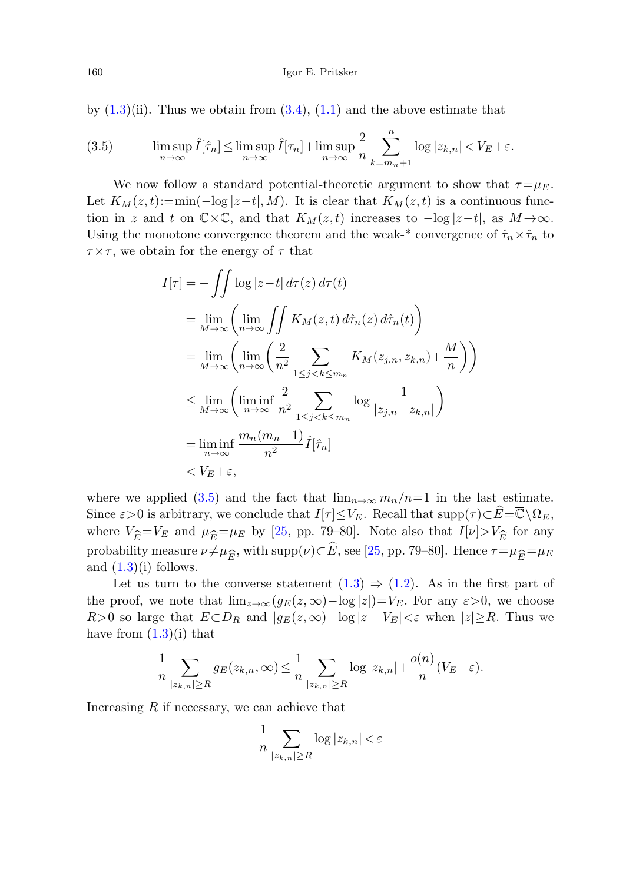by (1.3)(ii). Thus we obtain from (3.4), (1.1) and the above estimate that

$$\limsup_{n\to\infty} \hat{I}[\hat{\tau}_n] \le \limsup_{n\to\infty} \hat{I}[\tau_n] + \limsup_{n\to\infty} \frac{2}{n} \sum_{k=m_n+1}^{n} \log|z_{k,n}| < V_E + \varepsilon. \tag{3.5}$$

We now follow a standard potential-theoretic argument to show that $\tau=\mu_E$. Let $K_M(z,t):=\min(-\log|z-t|, M)$. It is clear that $K_M(z,t)$ is a continuous function in $z$ and $t$ on $\mathbb{C}\times\mathbb{C}$, and that $K_M(z,t)$ increases to $-\log|z-t|$, as $M\to\infty$. Using the monotone convergence theorem and the weak-* convergence of $\hat{\tau}_n\times\hat{\tau}_n$ to $\tau\times\tau$, we obtain for the energy of $\tau$ that

$$\begin{aligned}
I[\tau] &= -\iint \log|z-t|\, d\tau(z)\, d\tau(t) \\
&= \lim_{M\to\infty}\left(\lim_{n\to\infty} \iint K_M(z,t)\, d\hat{\tau}_n(z)\, d\hat{\tau}_n(t)\right) \\
&= \lim_{M\to\infty}\left(\lim_{n\to\infty}\left(\frac{2}{n^2}\sum_{1\le j<k\le m_n} K_M(z_{j,n}, z_{k,n}) + \frac{M}{n}\right)\right) \\
&\le \lim_{M\to\infty}\left(\liminf_{n\to\infty} \frac{2}{n^2}\sum_{1\le j<k\le m_n} \log\frac{1}{|z_{j,n}-z_{k,n}|}\right) \\
&= \liminf_{n\to\infty} \frac{m_n(m_n-1)}{n^2} \hat{I}[\hat{\tau}_n] \\
&< V_E + \varepsilon,
\end{aligned}$$

where we applied (3.5) and the fact that $\lim_{n\to\infty} m_n/n=1$ in the last estimate. Since $\varepsilon>0$ is arbitrary, we conclude that $I[\tau]\le V_E$. Recall that $\operatorname{supp}(\tau)\subset\widehat{E}=\overline{\mathbb{C}}\setminus\Omega_E$, where $V_{\widehat{E}}=V_E$ and $\mu_{\widehat{E}}=\mu_E$ by [25, pp. 79–80]. Note also that $I[\nu]>V_{\widehat{E}}$ for any probability measure $\nu\ne\mu_{\widehat{E}}$, with $\operatorname{supp}(\nu)\subset\widehat{E}$, see [25, pp. 79–80]. Hence $\tau=\mu_{\widehat{E}}=\mu_E$ and (1.3)(i) follows.

Let us turn to the converse statement (1.3) $\Rightarrow$ (1.2). As in the first part of the proof, we note that $\lim_{z\to\infty}(g_E(z,\infty)-\log|z|)=V_E$. For any $\varepsilon>0$, we choose $R>0$ so large that $E\subset D_R$ and $|g_E(z,\infty)-\log|z|-V_E|<\varepsilon$ when $|z|\ge R$. Thus we have from (1.3)(i) that

$$\frac{1}{n}\sum_{|z_{k,n}|\ge R} g_E(z_{k,n},\infty) \le \frac{1}{n}\sum_{|z_{k,n}|\ge R} \log|z_{k,n}| + \frac{o(n)}{n}(V_E+\varepsilon).$$

Increasing $R$ if necessary, we can achieve that

$$\frac{1}{n}\sum_{|z_{k,n}|\ge R} \log|z_{k,n}| < \varepsilon$$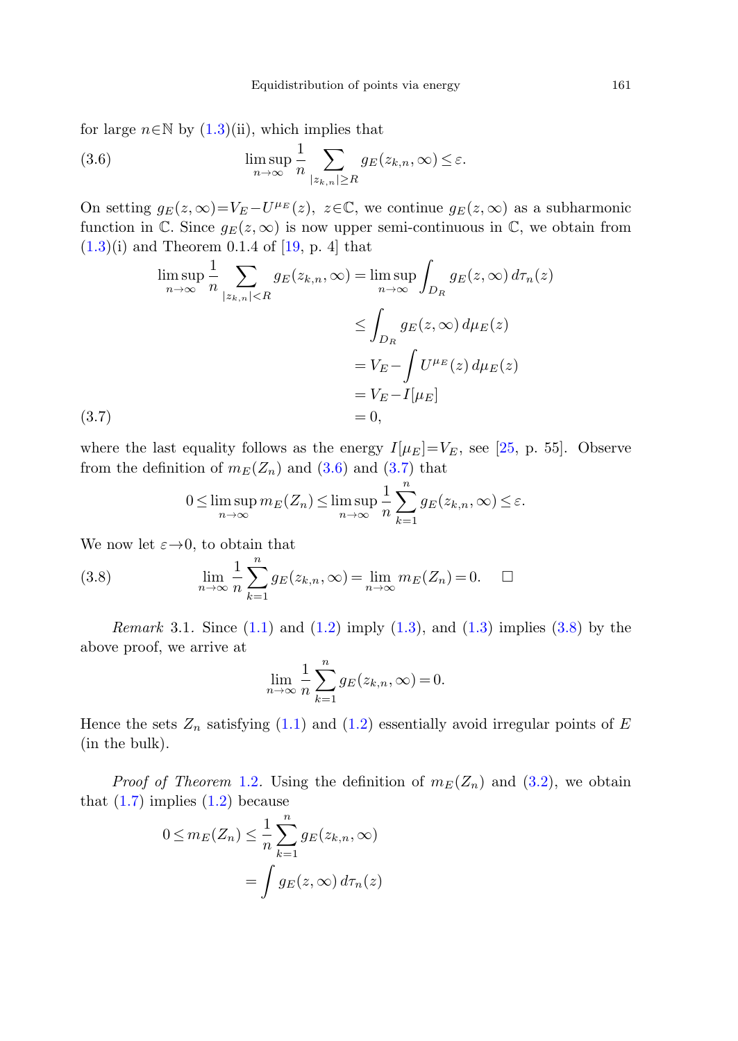for large $n \in \mathbb{N}$ by (1.3)(ii), which implies that

$$\limsup_{n\to\infty} \frac{1}{n} \sum_{|z_{k,n}|\geq R} g_E(z_{k,n},\infty) \leq \varepsilon. \tag{3.6}$$

On setting $g_E(z,\infty) = V_E - U^{\mu_E}(z)$, $z \in \mathbb{C}$, we continue $g_E(z,\infty)$ as a subharmonic function in $\mathbb{C}$. Since $g_E(z,\infty)$ is now upper semi-continuous in $\mathbb{C}$, we obtain from (1.3)(i) and Theorem 0.1.4 of [19, p. 4] that

$$\begin{aligned}
\limsup_{n\to\infty} \frac{1}{n} \sum_{|z_{k,n}|<R} g_E(z_{k,n},\infty) &= \limsup_{n\to\infty} \int_{D_R} g_E(z,\infty)\, d\tau_n(z) \\
&\leq \int_{D_R} g_E(z,\infty)\, d\mu_E(z) \\
&= V_E - \int U^{\mu_E}(z)\, d\mu_E(z) \\
&= V_E - I[\mu_E] \\
&= 0,
\end{aligned} \tag{3.7}$$

where the last equality follows as the energy $I[\mu_E] = V_E$, see [25, p. 55]. Observe from the definition of $m_E(Z_n)$ and (3.6) and (3.7) that

$$0 \leq \limsup_{n\to\infty} m_E(Z_n) \leq \limsup_{n\to\infty} \frac{1}{n} \sum_{k=1}^{n} g_E(z_{k,n},\infty) \leq \varepsilon.$$

We now let $\varepsilon \to 0$, to obtain that

$$\lim_{n\to\infty} \frac{1}{n} \sum_{k=1}^{n} g_E(z_{k,n},\infty) = \lim_{n\to\infty} m_E(Z_n) = 0. \qquad \square \tag{3.8}$$

*Remark* 3.1. Since (1.1) and (1.2) imply (1.3), and (1.3) implies (3.8) by the above proof, we arrive at

$$\lim_{n\to\infty} \frac{1}{n} \sum_{k=1}^{n} g_E(z_{k,n},\infty) = 0.$$

Hence the sets $Z_n$ satisfying (1.1) and (1.2) essentially avoid irregular points of $E$ (in the bulk).

*Proof of Theorem* 1.2. Using the definition of $m_E(Z_n)$ and (3.2), we obtain that (1.7) implies (1.2) because

$$\begin{aligned}
0 \leq m_E(Z_n) &\leq \frac{1}{n} \sum_{k=1}^{n} g_E(z_{k,n},\infty) \\
&= \int g_E(z,\infty)\, d\tau_n(z)
\end{aligned}$$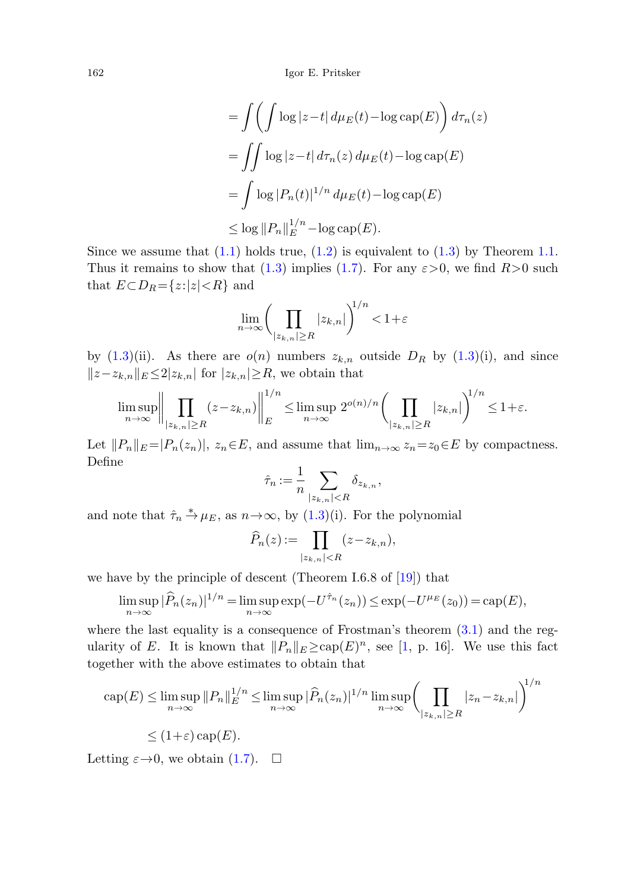$$
\begin{aligned}
&= \int \left( \int \log|z-t|\, d\mu_E(t) - \log \operatorname{cap}(E) \right) d\tau_n(z) \\
&= \iint \log|z-t|\, d\tau_n(z)\, d\mu_E(t) - \log \operatorname{cap}(E) \\
&= \int \log|P_n(t)|^{1/n}\, d\mu_E(t) - \log \operatorname{cap}(E) \\
&\le \log \|P_n\|_E^{1/n} - \log \operatorname{cap}(E).
\end{aligned}
$$

Since we assume that (1.1) holds true, (1.2) is equivalent to (1.3) by Theorem 1.1. Thus it remains to show that (1.3) implies (1.7). For any $\varepsilon>0$, we find $R>0$ such that $E\subset D_R=\{z:|z|<R\}$ and

$$
\lim_{n\to\infty} \Bigg( \prod_{|z_{k,n}|\ge R} |z_{k,n}| \Bigg)^{1/n} < 1+\varepsilon
$$

by (1.3)(ii). As there are $o(n)$ numbers $z_{k,n}$ outside $D_R$ by (1.3)(i), and since $\|z-z_{k,n}\|_E \le 2|z_{k,n}|$ for $|z_{k,n}|\ge R$, we obtain that

$$
\limsup_{n\to\infty} \Bigg\| \prod_{|z_{k,n}|\ge R} (z-z_{k,n}) \Bigg\|_E^{1/n} \le \limsup_{n\to\infty} 2^{o(n)/n} \Bigg( \prod_{|z_{k,n}|\ge R} |z_{k,n}| \Bigg)^{1/n} \le 1+\varepsilon.
$$

Let $\|P_n\|_E = |P_n(z_n)|$, $z_n\in E$, and assume that $\lim_{n\to\infty} z_n = z_0 \in E$ by compactness. Define

$$
\hat{\tau}_n := \frac{1}{n} \sum_{|z_{k,n}|<R} \delta_{z_{k,n}},
$$

and note that $\hat{\tau}_n \xrightarrow{*} \mu_E$, as $n\to\infty$, by (1.3)(i). For the polynomial

$$
\widehat{P}_n(z) := \prod_{|z_{k,n}|<R} (z-z_{k,n}),
$$

we have by the principle of descent (Theorem I.6.8 of [19]) that

$$
\limsup_{n\to\infty} |\widehat{P}_n(z_n)|^{1/n} = \limsup_{n\to\infty} \exp(-U^{\hat{\tau}_n}(z_n)) \le \exp(-U^{\mu_E}(z_0)) = \operatorname{cap}(E),
$$

where the last equality is a consequence of Frostman's theorem (3.1) and the regularity of $E$. It is known that $\|P_n\|_E \ge \operatorname{cap}(E)^n$, see [1, p. 16]. We use this fact together with the above estimates to obtain that

$$
\begin{aligned}
\operatorname{cap}(E) &\le \limsup_{n\to\infty} \|P_n\|_E^{1/n} \le \limsup_{n\to\infty} |\widehat{P}_n(z_n)|^{1/n} \limsup_{n\to\infty} \Bigg( \prod_{|z_{k,n}|\ge R} |z_n - z_{k,n}| \Bigg)^{1/n} \\
&\le (1+\varepsilon) \operatorname{cap}(E).
\end{aligned}
$$

Letting $\varepsilon\to 0$, we obtain (1.7). $\square$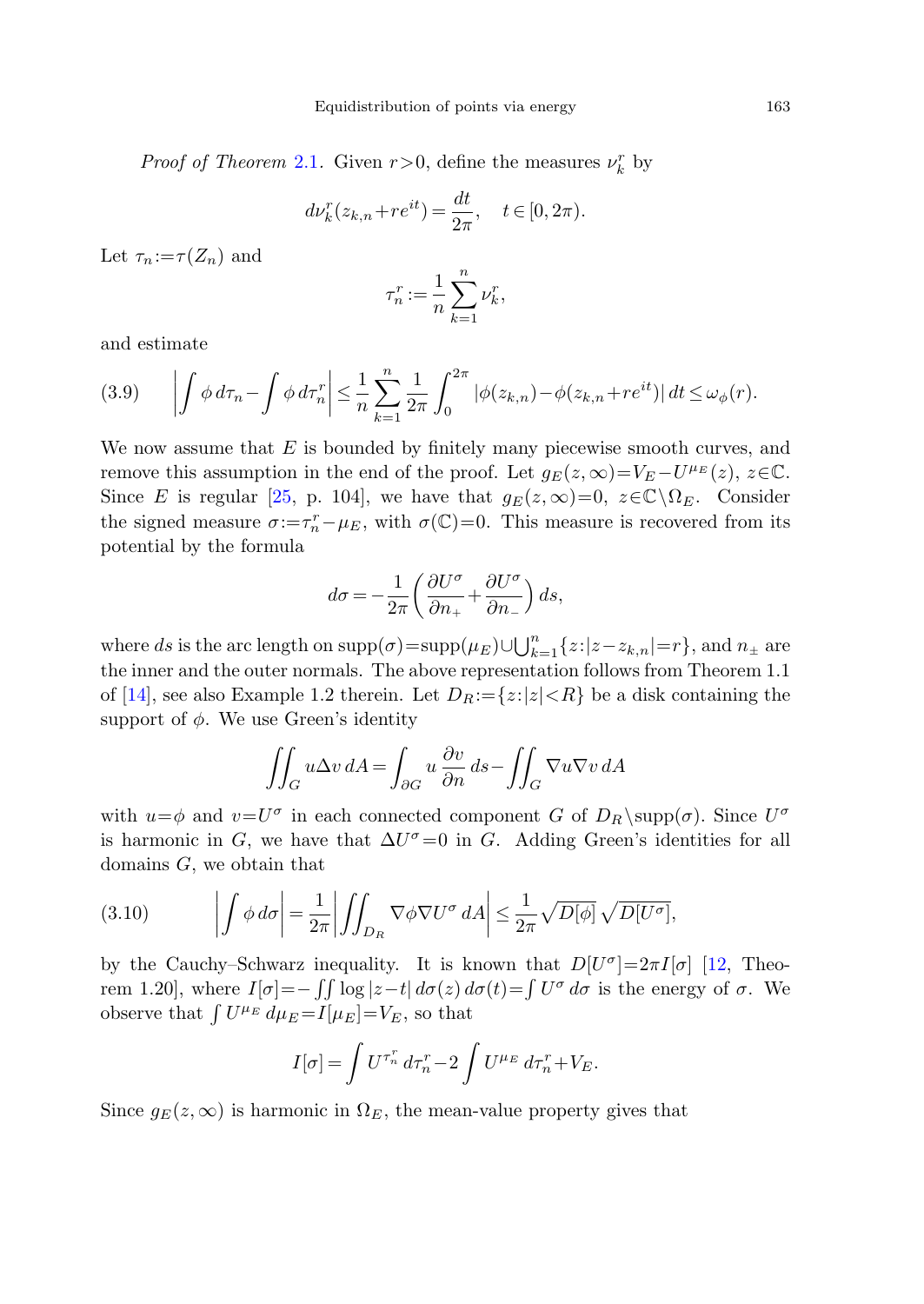*Proof of Theorem* 2.1. Given $r>0$, define the measures $\nu_k^r$ by

$$d\nu_k^r(z_{k,n}+re^{it}) = \frac{dt}{2\pi}, \quad t\in[0,2\pi).$$

Let $\tau_n := \tau(Z_n)$ and

$$\tau_n^r := \frac{1}{n}\sum_{k=1}^n \nu_k^r,$$

and estimate

$$\left|\int \phi\, d\tau_n - \int \phi\, d\tau_n^r\right| \le \frac{1}{n}\sum_{k=1}^n \frac{1}{2\pi}\int_0^{2\pi} |\phi(z_{k,n}) - \phi(z_{k,n}+re^{it})|\, dt \le \omega_\phi(r). \tag{3.9}$$

We now assume that $E$ is bounded by finitely many piecewise smooth curves, and remove this assumption in the end of the proof. Let $g_E(z,\infty) = V_E - U^{\mu_E}(z)$, $z\in\mathbb{C}$. Since $E$ is regular [25, p. 104], we have that $g_E(z,\infty)=0$, $z\in\mathbb{C}\setminus\Omega_E$. Consider the signed measure $\sigma := \tau_n^r - \mu_E$, with $\sigma(\mathbb{C})=0$. This measure is recovered from its potential by the formula

$$d\sigma = -\frac{1}{2\pi}\left(\frac{\partial U^\sigma}{\partial n_+} + \frac{\partial U^\sigma}{\partial n_-}\right) ds,$$

where $ds$ is the arc length on $\operatorname{supp}(\sigma) = \operatorname{supp}(\mu_E) \cup \bigcup_{k=1}^n \{z : |z-z_{k,n}| = r\}$, and $n_\pm$ are the inner and the outer normals. The above representation follows from Theorem 1.1 of [14], see also Example 1.2 therein. Let $D_R := \{z : |z| < R\}$ be a disk containing the support of $\phi$. We use Green's identity

$$\iint_G u\Delta v\, dA = \int_{\partial G} u\, \frac{\partial v}{\partial n}\, ds - \iint_G \nabla u \nabla v\, dA$$

with $u=\phi$ and $v=U^\sigma$ in each connected component $G$ of $D_R\setminus\operatorname{supp}(\sigma)$. Since $U^\sigma$ is harmonic in $G$, we have that $\Delta U^\sigma = 0$ in $G$. Adding Green's identities for all domains $G$, we obtain that

$$\left|\int \phi\, d\sigma\right| = \frac{1}{2\pi}\left|\iint_{D_R} \nabla\phi \nabla U^\sigma\, dA\right| \le \frac{1}{2\pi}\sqrt{D[\phi]}\,\sqrt{D[U^\sigma]}, \tag{3.10}$$

by the Cauchy–Schwarz inequality. It is known that $D[U^\sigma] = 2\pi I[\sigma]$ [12, Theorem 1.20], where $I[\sigma] = -\iint \log|z-t|\, d\sigma(z)\, d\sigma(t) = \int U^\sigma\, d\sigma$ is the energy of $\sigma$. We observe that $\int U^{\mu_E}\, d\mu_E = I[\mu_E] = V_E$, so that

$$I[\sigma] = \int U^{\tau_n^r}\, d\tau_n^r - 2\int U^{\mu_E}\, d\tau_n^r + V_E.$$

Since $g_E(z,\infty)$ is harmonic in $\Omega_E$, the mean-value property gives that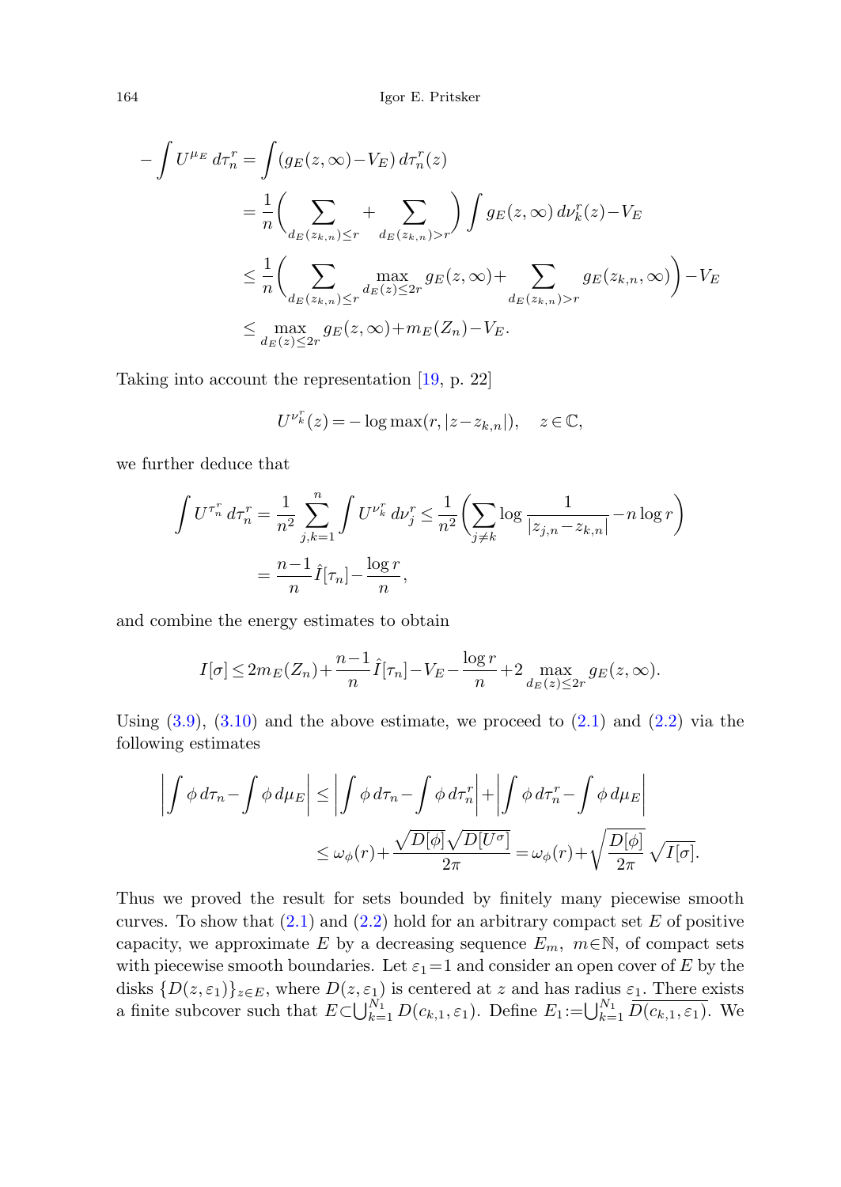$$
\begin{aligned}
-\int U^{\mu_E}\,d\tau_n^r &= \int (g_E(z,\infty)-V_E)\,d\tau_n^r(z)\\
&= \frac{1}{n}\Bigg(\sum_{d_E(z_{k,n})\le r} + \sum_{d_E(z_{k,n})>r}\Bigg)\int g_E(z,\infty)\,d\nu_k^r(z) - V_E\\
&\le \frac{1}{n}\Bigg(\sum_{d_E(z_{k,n})\le r} \max_{d_E(z)\le 2r} g_E(z,\infty) + \sum_{d_E(z_{k,n})>r} g_E(z_{k,n},\infty)\Bigg) - V_E\\
&\le \max_{d_E(z)\le 2r} g_E(z,\infty) + m_E(Z_n) - V_E.
\end{aligned}
$$

Taking into account the representation [19, p. 22]

$$
U^{\nu_k^r}(z) = -\log \max(r, |z-z_{k,n}|), \quad z\in\mathbb{C},
$$

we further deduce that

$$
\begin{aligned}
\int U^{\tau_n^r}\,d\tau_n^r &= \frac{1}{n^2}\sum_{j,k=1}^{n}\int U^{\nu_k^r}\,d\nu_j^r \le \frac{1}{n^2}\Bigg(\sum_{j\ne k}\log\frac{1}{|z_{j,n}-z_{k,n}|} - n\log r\Bigg)\\
&= \frac{n-1}{n}\hat{I}[\tau_n] - \frac{\log r}{n},
\end{aligned}
$$

and combine the energy estimates to obtain

$$
I[\sigma] \le 2m_E(Z_n) + \frac{n-1}{n}\hat{I}[\tau_n] - V_E - \frac{\log r}{n} + 2\max_{d_E(z)\le 2r} g_E(z,\infty).
$$

Using (3.9), (3.10) and the above estimate, we proceed to (2.1) and (2.2) via the following estimates

$$
\begin{aligned}
\left|\int \phi\,d\tau_n - \int \phi\,d\mu_E\right| &\le \left|\int \phi\,d\tau_n - \int\phi\,d\tau_n^r\right| + \left|\int\phi\,d\tau_n^r - \int\phi\,d\mu_E\right|\\
&\le \omega_\phi(r) + \frac{\sqrt{D[\phi]}\sqrt{D[U^\sigma]}}{2\pi} = \omega_\phi(r) + \sqrt{\frac{D[\phi]}{2\pi}}\,\sqrt{I[\sigma]}.
\end{aligned}
$$

Thus we proved the result for sets bounded by finitely many piecewise smooth curves. To show that (2.1) and (2.2) hold for an arbitrary compact set $E$ of positive capacity, we approximate $E$ by a decreasing sequence $E_m$, $m\in\mathbb{N}$, of compact sets with piecewise smooth boundaries. Let $\varepsilon_1=1$ and consider an open cover of $E$ by the disks $\{D(z,\varepsilon_1)\}_{z\in E}$, where $D(z,\varepsilon_1)$ is centered at $z$ and has radius $\varepsilon_1$. There exists a finite subcover such that $E\subset\bigcup_{k=1}^{N_1} D(c_{k,1},\varepsilon_1)$. Define $E_1 := \bigcup_{k=1}^{N_1} \overline{D(c_{k,1},\varepsilon_1)}$. We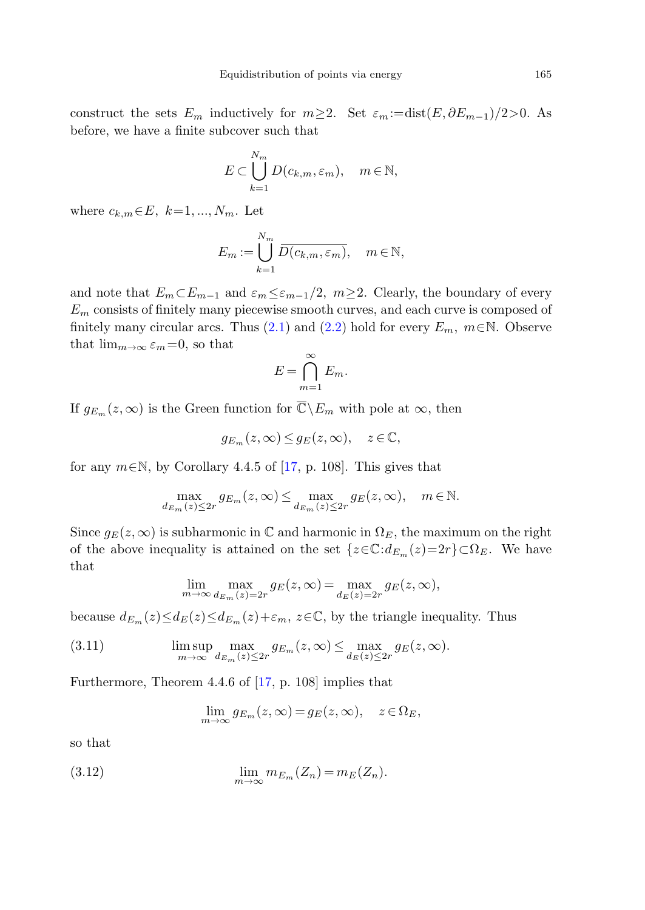construct the sets $E_m$ inductively for $m \geq 2$. Set $\varepsilon_m := \operatorname{dist}(E, \partial E_{m-1})/2 > 0$. As before, we have a finite subcover such that

$$E \subset \bigcup_{k=1}^{N_m} D(c_{k,m}, \varepsilon_m), \quad m \in \mathbb{N},$$

where $c_{k,m} \in E$, $k = 1, ..., N_m$. Let

$$E_m := \bigcup_{k=1}^{N_m} \overline{D(c_{k,m}, \varepsilon_m)}, \quad m \in \mathbb{N},$$

and note that $E_m \subset E_{m-1}$ and $\varepsilon_m \leq \varepsilon_{m-1}/2$, $m \geq 2$. Clearly, the boundary of every $E_m$ consists of finitely many piecewise smooth curves, and each curve is composed of finitely many circular arcs. Thus (2.1) and (2.2) hold for every $E_m$, $m \in \mathbb{N}$. Observe that $\lim_{m\to\infty} \varepsilon_m = 0$, so that

$$E = \bigcap_{m=1}^{\infty} E_m.$$

If $g_{E_m}(z, \infty)$ is the Green function for $\overline{\mathbb{C}} \setminus E_m$ with pole at $\infty$, then

$$g_{E_m}(z, \infty) \leq g_E(z, \infty), \quad z \in \mathbb{C},$$

for any $m \in \mathbb{N}$, by Corollary 4.4.5 of [17, p. 108]. This gives that

$$\max_{d_{E_m}(z) \leq 2r} g_{E_m}(z, \infty) \leq \max_{d_{E_m}(z) \leq 2r} g_E(z, \infty), \quad m \in \mathbb{N}.$$

Since $g_E(z, \infty)$ is subharmonic in $\mathbb{C}$ and harmonic in $\Omega_E$, the maximum on the right of the above inequality is attained on the set $\{z \in \mathbb{C} : d_{E_m}(z) = 2r\} \subset \Omega_E$. We have that

$$\lim_{m\to\infty} \max_{d_{E_m}(z) = 2r} g_E(z, \infty) = \max_{d_E(z) = 2r} g_E(z, \infty),$$

because $d_{E_m}(z) \leq d_E(z) \leq d_{E_m}(z) + \varepsilon_m$, $z \in \mathbb{C}$, by the triangle inequality. Thus

$$\limsup_{m\to\infty} \max_{d_{E_m}(z) \leq 2r} g_{E_m}(z, \infty) \leq \max_{d_E(z) \leq 2r} g_E(z, \infty). \tag{3.11}$$

Furthermore, Theorem 4.4.6 of [17, p. 108] implies that

$$\lim_{m\to\infty} g_{E_m}(z, \infty) = g_E(z, \infty), \quad z \in \Omega_E,$$

so that

$$\lim_{m\to\infty} m_{E_m}(Z_n) = m_E(Z_n). \tag{3.12}$$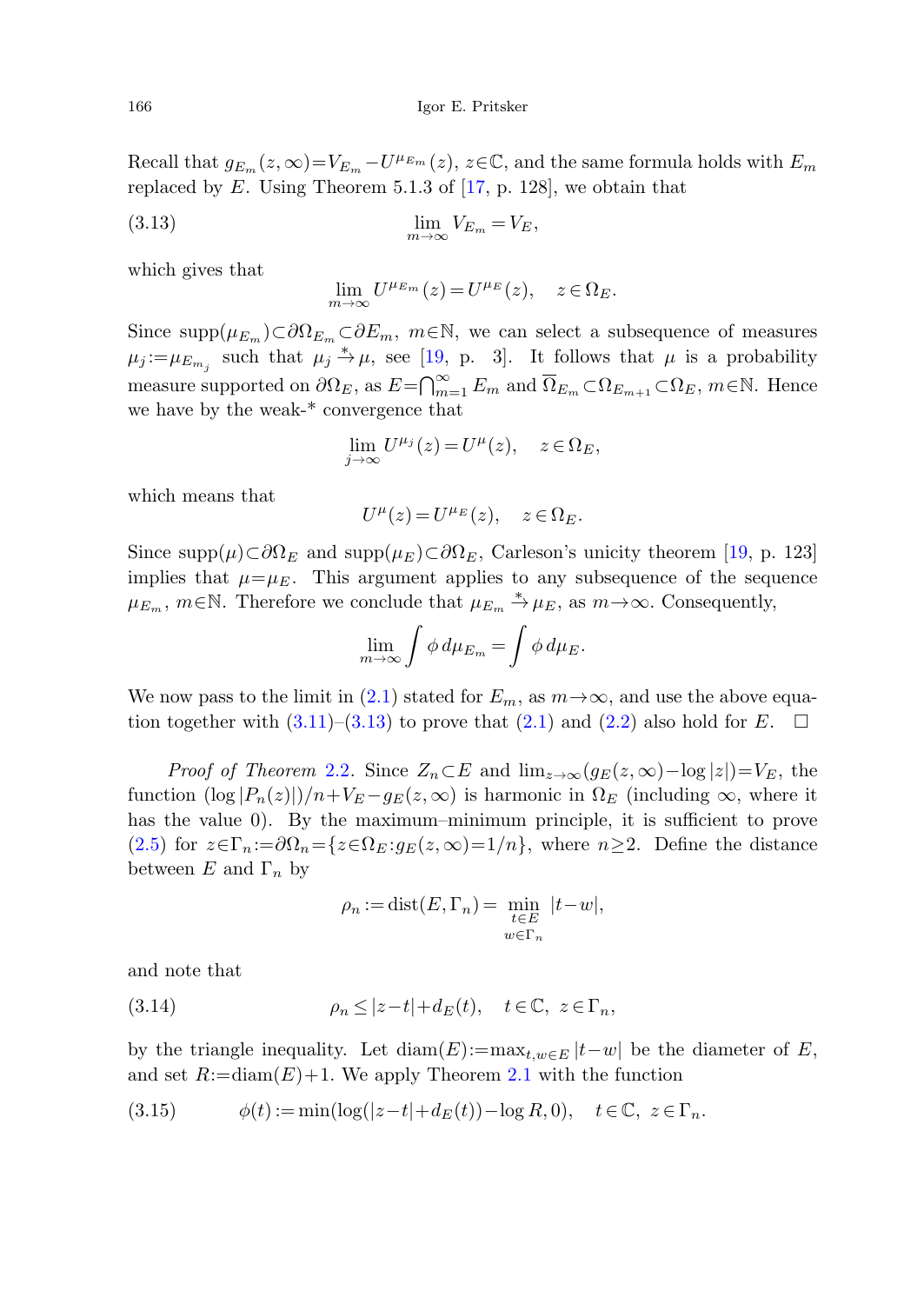Recall that $g_{E_m}(z,\infty)=V_{E_m}-U^{\mu_{E_m}}(z)$, $z\in\mathbb{C}$, and the same formula holds with $E_m$ replaced by $E$. Using Theorem 5.1.3 of [17, p. 128], we obtain that

$$\lim_{m\to\infty} V_{E_m}=V_E, \tag{3.13}$$

which gives that

$$\lim_{m\to\infty} U^{\mu_{E_m}}(z)=U^{\mu_E}(z), \quad z\in\Omega_E.$$

Since $\operatorname{supp}(\mu_{E_m})\subset\partial\Omega_{E_m}\subset\partial E_m$, $m\in\mathbb{N}$, we can select a subsequence of measures $\mu_j:=\mu_{E_{m_j}}$ such that $\mu_j \xrightarrow{*} \mu$, see [19, p. 3]. It follows that $\mu$ is a probability measure supported on $\partial\Omega_E$, as $E=\bigcap_{m=1}^\infty E_m$ and $\overline{\Omega}_{E_m}\subset\Omega_{E_{m+1}}\subset\Omega_E$, $m\in\mathbb{N}$. Hence we have by the weak-* convergence that

$$\lim_{j\to\infty} U^{\mu_j}(z)=U^{\mu}(z), \quad z\in\Omega_E,$$

which means that

$$U^{\mu}(z)=U^{\mu_E}(z), \quad z\in\Omega_E.$$

Since $\operatorname{supp}(\mu)\subset\partial\Omega_E$ and $\operatorname{supp}(\mu_E)\subset\partial\Omega_E$, Carleson's unicity theorem [19, p. 123] implies that $\mu=\mu_E$. This argument applies to any subsequence of the sequence $\mu_{E_m}$, $m\in\mathbb{N}$. Therefore we conclude that $\mu_{E_m}\xrightarrow{*}\mu_E$, as $m\to\infty$. Consequently,

$$\lim_{m\to\infty}\int \phi\, d\mu_{E_m}=\int \phi\, d\mu_E.$$

We now pass to the limit in (2.1) stated for $E_m$, as $m\to\infty$, and use the above equation together with (3.11)–(3.13) to prove that (2.1) and (2.2) also hold for $E$. $\square$

*Proof of Theorem* 2.2. Since $Z_n\subset E$ and $\lim_{z\to\infty}(g_E(z,\infty)-\log|z|)=V_E$, the function $(\log|P_n(z)|)/n+V_E-g_E(z,\infty)$ is harmonic in $\Omega_E$ (including $\infty$, where it has the value 0). By the maximum–minimum principle, it is sufficient to prove (2.5) for $z\in\Gamma_n:=\partial\Omega_n=\{z\in\Omega_E: g_E(z,\infty)=1/n\}$, where $n\ge 2$. Define the distance between $E$ and $\Gamma_n$ by

$$\rho_n:=\operatorname{dist}(E,\Gamma_n)=\min_{\substack{t\in E\\ w\in\Gamma_n}}|t-w|,$$

and note that

$$\rho_n\le|z-t|+d_E(t), \quad t\in\mathbb{C},\ z\in\Gamma_n, \tag{3.14}$$

by the triangle inequality. Let $\operatorname{diam}(E):=\max_{t,w\in E}|t-w|$ be the diameter of $E$, and set $R:=\operatorname{diam}(E)+1$. We apply Theorem 2.1 with the function

$$\phi(t):=\min(\log(|z-t|+d_E(t))-\log R, 0), \quad t\in\mathbb{C},\ z\in\Gamma_n. \tag{3.15}$$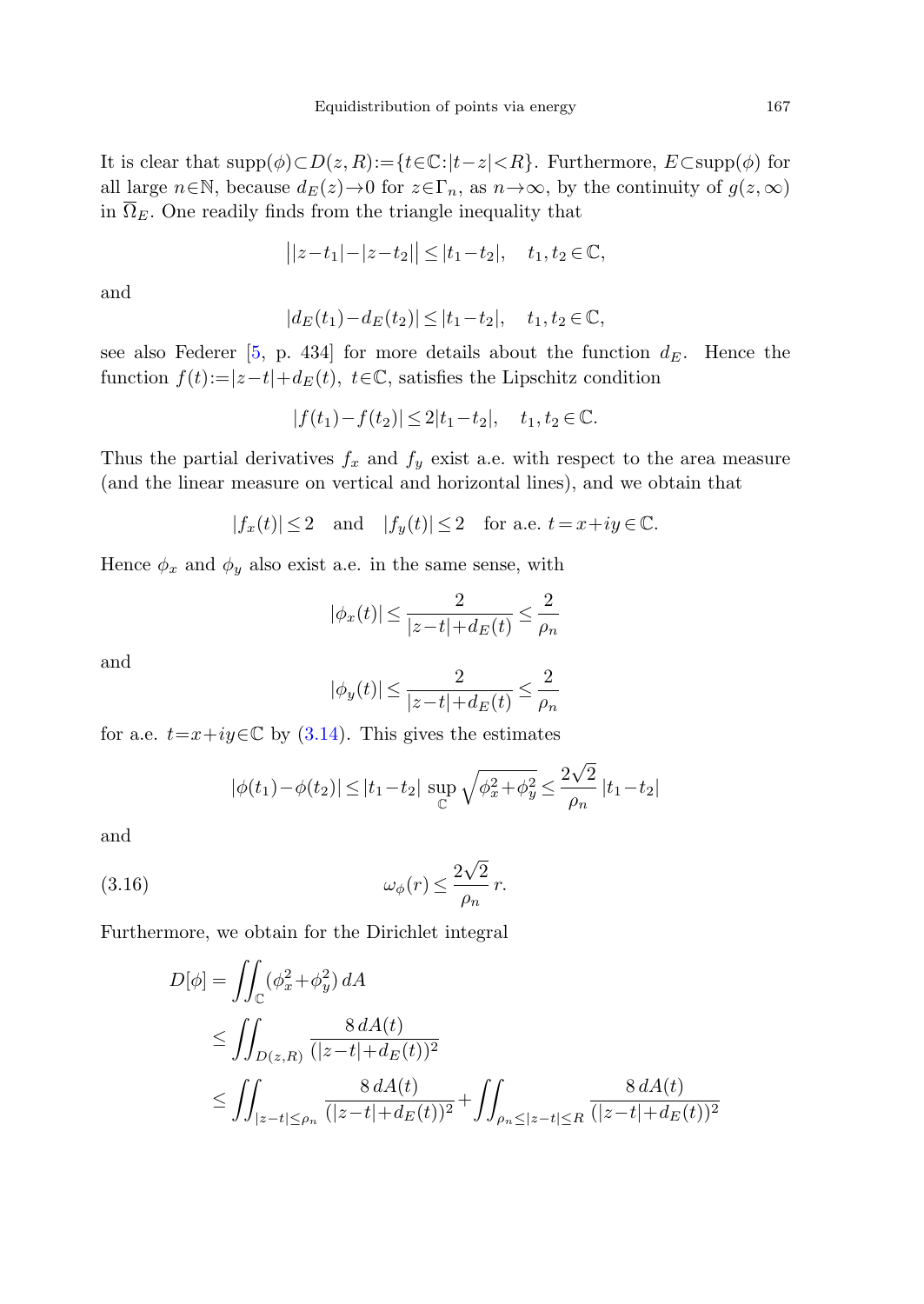It is clear that $\operatorname{supp}(\phi)\subset D(z,R):=\{t\in\mathbb{C}:|t-z|<R\}$. Furthermore, $E\subset\operatorname{supp}(\phi)$ for all large $n\in\mathbb{N}$, because $d_E(z)\to 0$ for $z\in\Gamma_n$, as $n\to\infty$, by the continuity of $g(z,\infty)$ in $\overline{\Omega}_E$. One readily finds from the triangle inequality that

$$\big||z-t_1|-|z-t_2|\big|\le|t_1-t_2|,\quad t_1,t_2\in\mathbb{C},$$

and

$$|d_E(t_1)-d_E(t_2)|\le|t_1-t_2|,\quad t_1,t_2\in\mathbb{C},$$

see also Federer [5, p. 434] for more details about the function $d_E$. Hence the function $f(t):=|z-t|+d_E(t)$, $t\in\mathbb{C}$, satisfies the Lipschitz condition

$$|f(t_1)-f(t_2)|\le 2|t_1-t_2|,\quad t_1,t_2\in\mathbb{C}.$$

Thus the partial derivatives $f_x$ and $f_y$ exist a.e. with respect to the area measure (and the linear measure on vertical and horizontal lines), and we obtain that

$$|f_x(t)|\le 2\quad\text{and}\quad |f_y(t)|\le 2\quad\text{for a.e. } t=x+iy\in\mathbb{C}.$$

Hence $\phi_x$ and $\phi_y$ also exist a.e. in the same sense, with

$$|\phi_x(t)|\le\frac{2}{|z-t|+d_E(t)}\le\frac{2}{\rho_n}$$

and

$$|\phi_y(t)|\le\frac{2}{|z-t|+d_E(t)}\le\frac{2}{\rho_n}$$

for a.e. $t=x+iy\in\mathbb{C}$ by (3.14). This gives the estimates

$$|\phi(t_1)-\phi(t_2)|\le|t_1-t_2|\sup_{\mathbb{C}}\sqrt{\phi_x^2+\phi_y^2}\le\frac{2\sqrt{2}}{\rho_n}\,|t_1-t_2|$$

and

$$\omega_\phi(r)\le\frac{2\sqrt{2}}{\rho_n}\,r. \tag{3.16}$$

Furthermore, we obtain for the Dirichlet integral

$$\begin{aligned}
D[\phi]&=\iint_{\mathbb{C}}(\phi_x^2+\phi_y^2)\,dA\\
&\le\iint_{D(z,R)}\frac{8\,dA(t)}{(|z-t|+d_E(t))^2}\\
&\le\iint_{|z-t|\le\rho_n}\frac{8\,dA(t)}{(|z-t|+d_E(t))^2}+\iint_{\rho_n\le|z-t|\le R}\frac{8\,dA(t)}{(|z-t|+d_E(t))^2}
\end{aligned}$$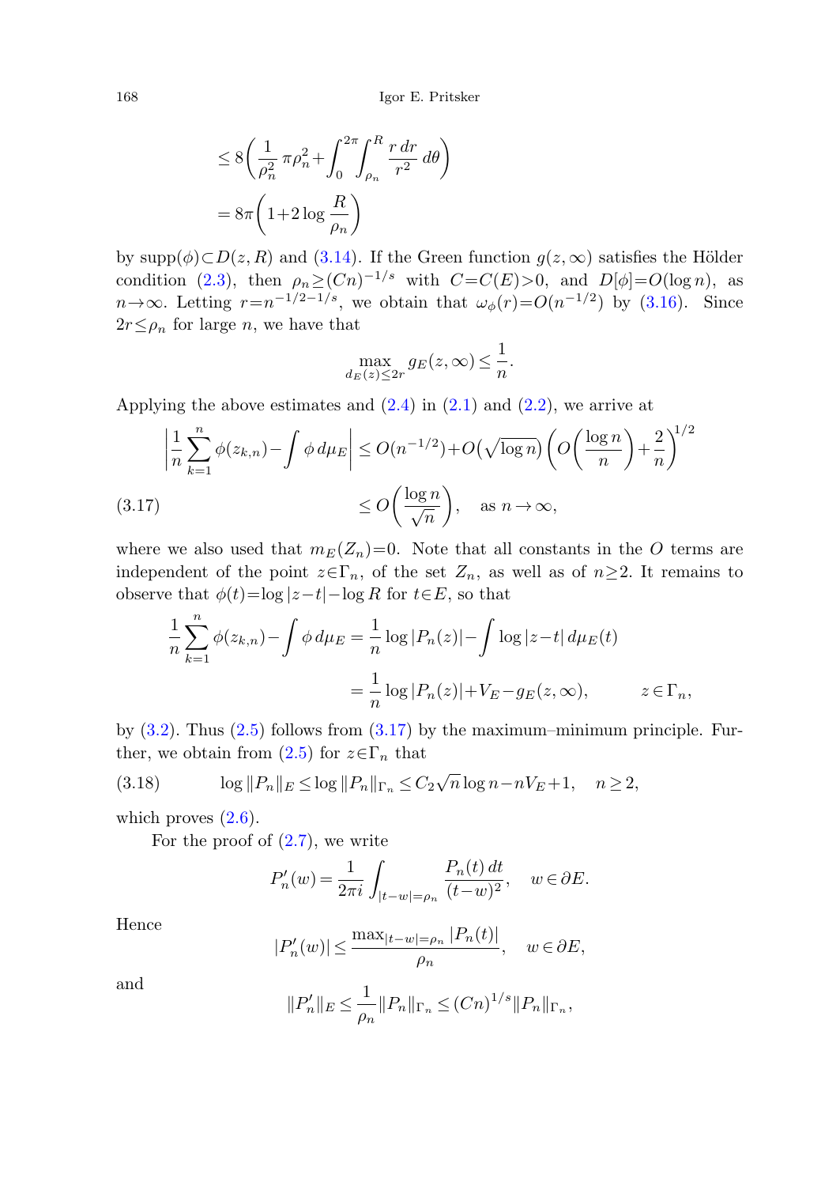$$\leq 8\left(\frac{1}{\rho_n^2}\,\pi\rho_n^2+\int_0^{2\pi}\int_{\rho_n}^{R}\frac{r\,dr}{r^2}\,d\theta\right)$$

$$=8\pi\left(1+2\log\frac{R}{\rho_n}\right)$$

by $\operatorname{supp}(\phi)\subset D(z,R)$ and (3.14). If the Green function $g(z,\infty)$ satisfies the Hölder condition (2.3), then $\rho_n\geq(Cn)^{-1/s}$ with $C=C(E)>0$, and $D[\phi]=O(\log n)$, as $n\to\infty$. Letting $r=n^{-1/2-1/s}$, we obtain that $\omega_\phi(r)=O(n^{-1/2})$ by (3.16). Since $2r\leq\rho_n$ for large $n$, we have that

$$\max_{d_E(z)\leq 2r} g_E(z,\infty)\leq\frac{1}{n}.$$

Applying the above estimates and (2.4) in (2.1) and (2.2), we arrive at

$$\left|\frac{1}{n}\sum_{k=1}^{n}\phi(z_{k,n})-\int\phi\,d\mu_E\right|\leq O(n^{-1/2})+O\big(\sqrt{\log n}\big)\left(O\left(\frac{\log n}{n}\right)+\frac{2}{n}\right)^{1/2}$$

$$\leq O\left(\frac{\log n}{\sqrt{n}}\right),\quad \text{as } n\to\infty, \tag{3.17}$$

where we also used that $m_E(Z_n)=0$. Note that all constants in the $O$ terms are independent of the point $z\in\Gamma_n$, of the set $Z_n$, as well as of $n\geq 2$. It remains to observe that $\phi(t)=\log|z-t|-\log R$ for $t\in E$, so that

$$\frac{1}{n}\sum_{k=1}^{n}\phi(z_{k,n})-\int\phi\,d\mu_E=\frac{1}{n}\log|P_n(z)|-\int\log|z-t|\,d\mu_E(t)$$

$$=\frac{1}{n}\log|P_n(z)|+V_E-g_E(z,\infty),\qquad z\in\Gamma_n,$$

by (3.2). Thus (2.5) follows from (3.17) by the maximum–minimum principle. Further, we obtain from (2.5) for $z\in\Gamma_n$ that

$$\log\|P_n\|_E\leq\log\|P_n\|_{\Gamma_n}\leq C_2\sqrt{n}\log n-nV_E+1,\quad n\geq 2, \tag{3.18}$$

which proves (2.6).

For the proof of (2.7), we write

$$P_n'(w)=\frac{1}{2\pi i}\int_{|t-w|=\rho_n}\frac{P_n(t)\,dt}{(t-w)^2},\quad w\in\partial E.$$

Hence

$$|P_n'(w)|\leq\frac{\max_{|t-w|=\rho_n}|P_n(t)|}{\rho_n},\quad w\in\partial E,$$

and

$$\|P_n'\|_E\leq\frac{1}{\rho_n}\|P_n\|_{\Gamma_n}\leq(Cn)^{1/s}\|P_n\|_{\Gamma_n},$$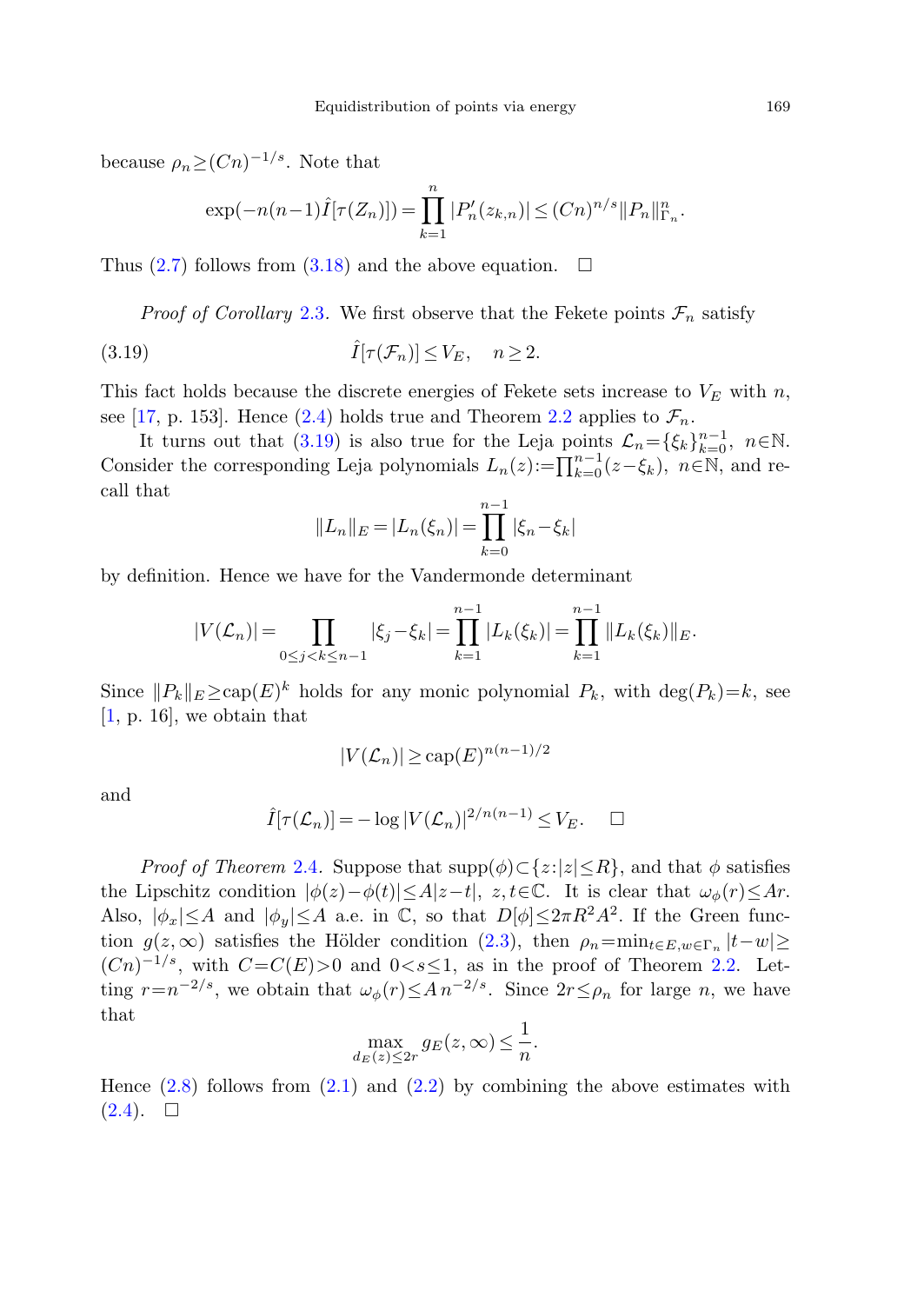because $\rho_n \ge (Cn)^{-1/s}$. Note that

$$\exp(-n(n-1)\hat{I}[\tau(Z_n)]) = \prod_{k=1}^{n} |P_n'(z_{k,n})| \le (Cn)^{n/s} \|P_n\|_{\Gamma_n}^n.$$

Thus (2.7) follows from (3.18) and the above equation. $\square$

*Proof of Corollary* 2.3. We first observe that the Fekete points $\mathcal{F}_n$ satisfy

$$\hat{I}[\tau(\mathcal{F}_n)] \le V_E, \quad n \ge 2. \tag{3.19}$$

This fact holds because the discrete energies of Fekete sets increase to $V_E$ with $n$, see [17, p. 153]. Hence (2.4) holds true and Theorem 2.2 applies to $\mathcal{F}_n$.

It turns out that (3.19) is also true for the Leja points $\mathcal{L}_n = \{\xi_k\}_{k=0}^{n-1}$, $n \in \mathbb{N}$. Consider the corresponding Leja polynomials $L_n(z) := \prod_{k=0}^{n-1}(z-\xi_k)$, $n \in \mathbb{N}$, and recall that

$$\|L_n\|_E = |L_n(\xi_n)| = \prod_{k=0}^{n-1} |\xi_n - \xi_k|$$

by definition. Hence we have for the Vandermonde determinant

$$|V(\mathcal{L}_n)| = \prod_{0 \le j < k \le n-1} |\xi_j - \xi_k| = \prod_{k=1}^{n-1} |L_k(\xi_k)| = \prod_{k=1}^{n-1} \|L_k(\xi_k)\|_E.$$

Since $\|P_k\|_E \ge \operatorname{cap}(E)^k$ holds for any monic polynomial $P_k$, with $\deg(P_k) = k$, see [1, p. 16], we obtain that

$$|V(\mathcal{L}_n)| \ge \operatorname{cap}(E)^{n(n-1)/2}$$

and

$$\hat{I}[\tau(\mathcal{L}_n)] = -\log |V(\mathcal{L}_n)|^{2/n(n-1)} \le V_E. \quad \square$$

*Proof of Theorem* 2.4. Suppose that $\operatorname{supp}(\phi) \subset \{z : |z| \le R\}$, and that $\phi$ satisfies the Lipschitz condition $|\phi(z) - \phi(t)| \le A|z-t|$, $z, t \in \mathbb{C}$. It is clear that $\omega_\phi(r) \le Ar$. Also, $|\phi_x| \le A$ and $|\phi_y| \le A$ a.e. in $\mathbb{C}$, so that $D[\phi] \le 2\pi R^2 A^2$. If the Green function $g(z,\infty)$ satisfies the Hölder condition (2.3), then $\rho_n = \min_{t \in E, w \in \Gamma_n} |t-w| \ge (Cn)^{-1/s}$, with $C = C(E) > 0$ and $0 < s \le 1$, as in the proof of Theorem 2.2. Letting $r = n^{-2/s}$, we obtain that $\omega_\phi(r) \le A\, n^{-2/s}$. Since $2r \le \rho_n$ for large $n$, we have that

$$\max_{d_E(z) \le 2r} g_E(z,\infty) \le \frac{1}{n}.$$

Hence (2.8) follows from (2.1) and (2.2) by combining the above estimates with (2.4). $\square$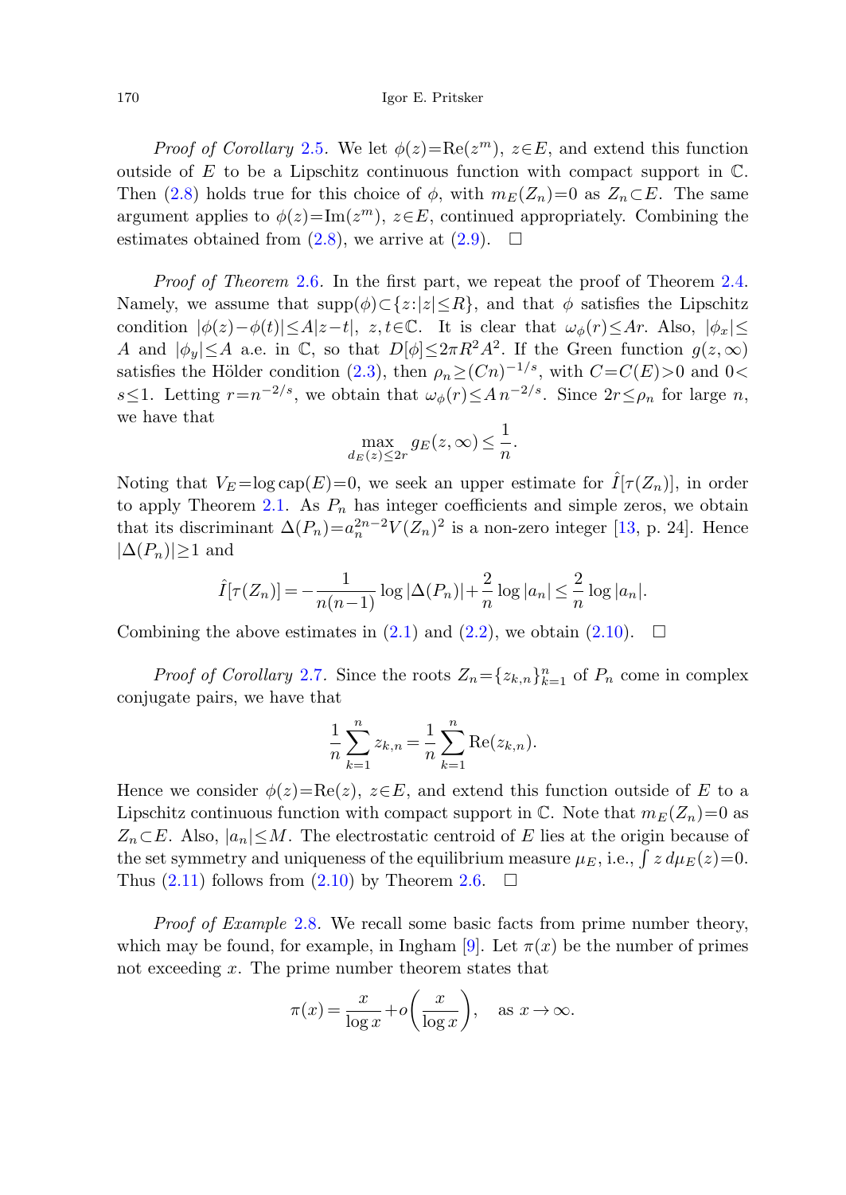*Proof of Corollary* 2.5. We let $\phi(z)=\mathrm{Re}(z^m)$, $z\in E$, and extend this function outside of $E$ to be a Lipschitz continuous function with compact support in $\mathbb{C}$. Then (2.8) holds true for this choice of $\phi$, with $m_E(Z_n)=0$ as $Z_n\subset E$. The same argument applies to $\phi(z)=\mathrm{Im}(z^m)$, $z\in E$, continued appropriately. Combining the estimates obtained from (2.8), we arrive at (2.9). $\square$

*Proof of Theorem* 2.6. In the first part, we repeat the proof of Theorem 2.4. Namely, we assume that $\mathrm{supp}(\phi)\subset\{z:|z|\le R\}$, and that $\phi$ satisfies the Lipschitz condition $|\phi(z)-\phi(t)|\le A|z-t|$, $z,t\in\mathbb{C}$. It is clear that $\omega_\phi(r)\le Ar$. Also, $|\phi_x|\le A$ and $|\phi_y|\le A$ a.e. in $\mathbb{C}$, so that $D[\phi]\le 2\pi R^2A^2$. If the Green function $g(z,\infty)$ satisfies the Hölder condition (2.3), then $\rho_n\ge (Cn)^{-1/s}$, with $C=C(E)>0$ and $0<s\le 1$. Letting $r=n^{-2/s}$, we obtain that $\omega_\phi(r)\le A\,n^{-2/s}$. Since $2r\le\rho_n$ for large $n$, we have that

$$\max_{d_E(z)\le 2r} g_E(z,\infty)\le \frac{1}{n}.$$

Noting that $V_E=\log\mathrm{cap}(E)=0$, we seek an upper estimate for $\hat{I}[\tau(Z_n)]$, in order to apply Theorem 2.1. As $P_n$ has integer coefficients and simple zeros, we obtain that its discriminant $\Delta(P_n)=a_n^{2n-2}V(Z_n)^2$ is a non-zero integer [13, p. 24]. Hence $|\Delta(P_n)|\ge 1$ and

$$\hat{I}[\tau(Z_n)]=-\frac{1}{n(n-1)}\log|\Delta(P_n)|+\frac{2}{n}\log|a_n|\le\frac{2}{n}\log|a_n|.$$

Combining the above estimates in (2.1) and (2.2), we obtain (2.10). $\square$

*Proof of Corollary* 2.7. Since the roots $Z_n=\{z_{k,n}\}_{k=1}^n$ of $P_n$ come in complex conjugate pairs, we have that

$$\frac{1}{n}\sum_{k=1}^n z_{k,n}=\frac{1}{n}\sum_{k=1}^n \mathrm{Re}(z_{k,n}).$$

Hence we consider $\phi(z)=\mathrm{Re}(z)$, $z\in E$, and extend this function outside of $E$ to a Lipschitz continuous function with compact support in $\mathbb{C}$. Note that $m_E(Z_n)=0$ as $Z_n\subset E$. Also, $|a_n|\le M$. The electrostatic centroid of $E$ lies at the origin because of the set symmetry and uniqueness of the equilibrium measure $\mu_E$, i.e., $\int z\,d\mu_E(z)=0$. Thus (2.11) follows from (2.10) by Theorem 2.6. $\square$

*Proof of Example* 2.8. We recall some basic facts from prime number theory, which may be found, for example, in Ingham [9]. Let $\pi(x)$ be the number of primes not exceeding $x$. The prime number theorem states that

$$\pi(x)=\frac{x}{\log x}+o\left(\frac{x}{\log x}\right),\quad \text{as } x\to\infty.$$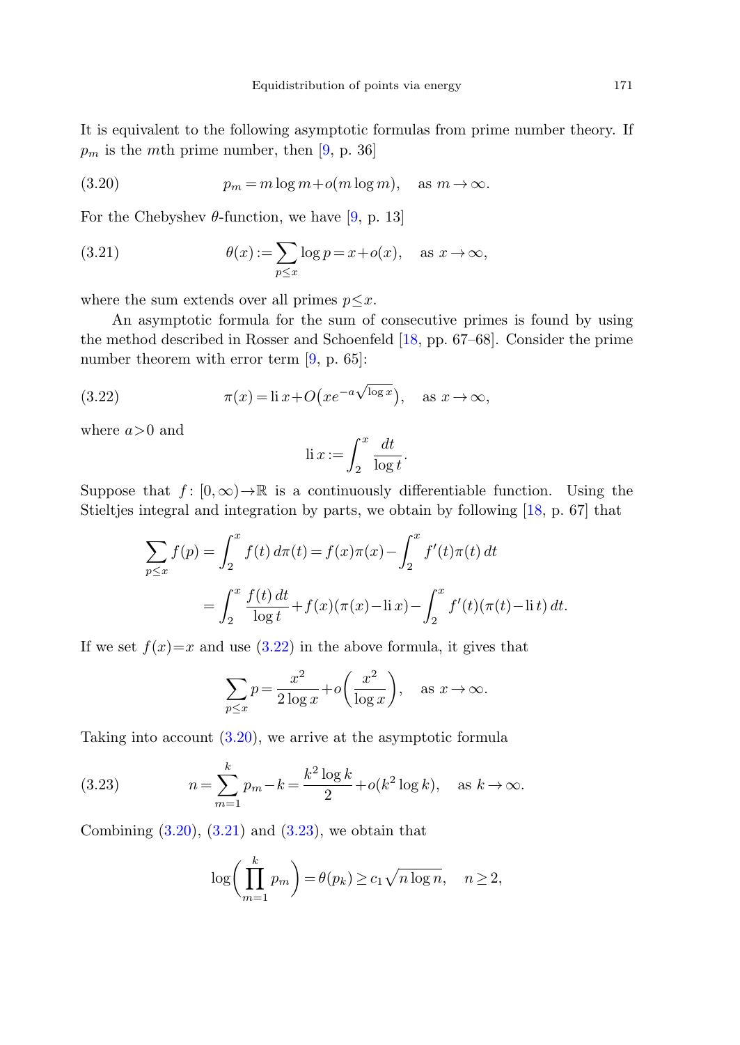It is equivalent to the following asymptotic formulas from prime number theory. If $p_m$ is the $m$th prime number, then [9, p. 36]

$$p_m = m\log m + o(m\log m), \quad \text{as } m\to\infty. \tag{3.20}$$

For the Chebyshev $\theta$-function, we have [9, p. 13]

$$\theta(x) := \sum_{p\le x} \log p = x + o(x), \quad \text{as } x\to\infty, \tag{3.21}$$

where the sum extends over all primes $p\le x$.

An asymptotic formula for the sum of consecutive primes is found by using the method described in Rosser and Schoenfeld [18, pp. 67–68]. Consider the prime number theorem with error term [9, p. 65]:

$$\pi(x) = \operatorname{li} x + O\big(xe^{-a\sqrt{\log x}}\big), \quad \text{as } x\to\infty, \tag{3.22}$$

where $a>0$ and

$$\operatorname{li} x := \int_2^x \frac{dt}{\log t}.$$

Suppose that $f\colon [0,\infty)\to\mathbb{R}$ is a continuously differentiable function. Using the Stieltjes integral and integration by parts, we obtain by following [18, p. 67] that

$$\begin{aligned}
\sum_{p\le x} f(p) &= \int_2^x f(t)\, d\pi(t) = f(x)\pi(x) - \int_2^x f'(t)\pi(t)\, dt \\
&= \int_2^x \frac{f(t)\, dt}{\log t} + f(x)(\pi(x) - \operatorname{li} x) - \int_2^x f'(t)(\pi(t) - \operatorname{li} t)\, dt.
\end{aligned}$$

If we set $f(x)=x$ and use (3.22) in the above formula, it gives that

$$\sum_{p\le x} p = \frac{x^2}{2\log x} + o\bigg(\frac{x^2}{\log x}\bigg), \quad \text{as } x\to\infty.$$

Taking into account (3.20), we arrive at the asymptotic formula

$$n = \sum_{m=1}^{k} p_m - k = \frac{k^2\log k}{2} + o(k^2\log k), \quad \text{as } k\to\infty. \tag{3.23}$$

Combining (3.20), (3.21) and (3.23), we obtain that

$$\log\bigg(\prod_{m=1}^{k} p_m\bigg) = \theta(p_k) \ge c_1\sqrt{n\log n}, \quad n\ge 2,$$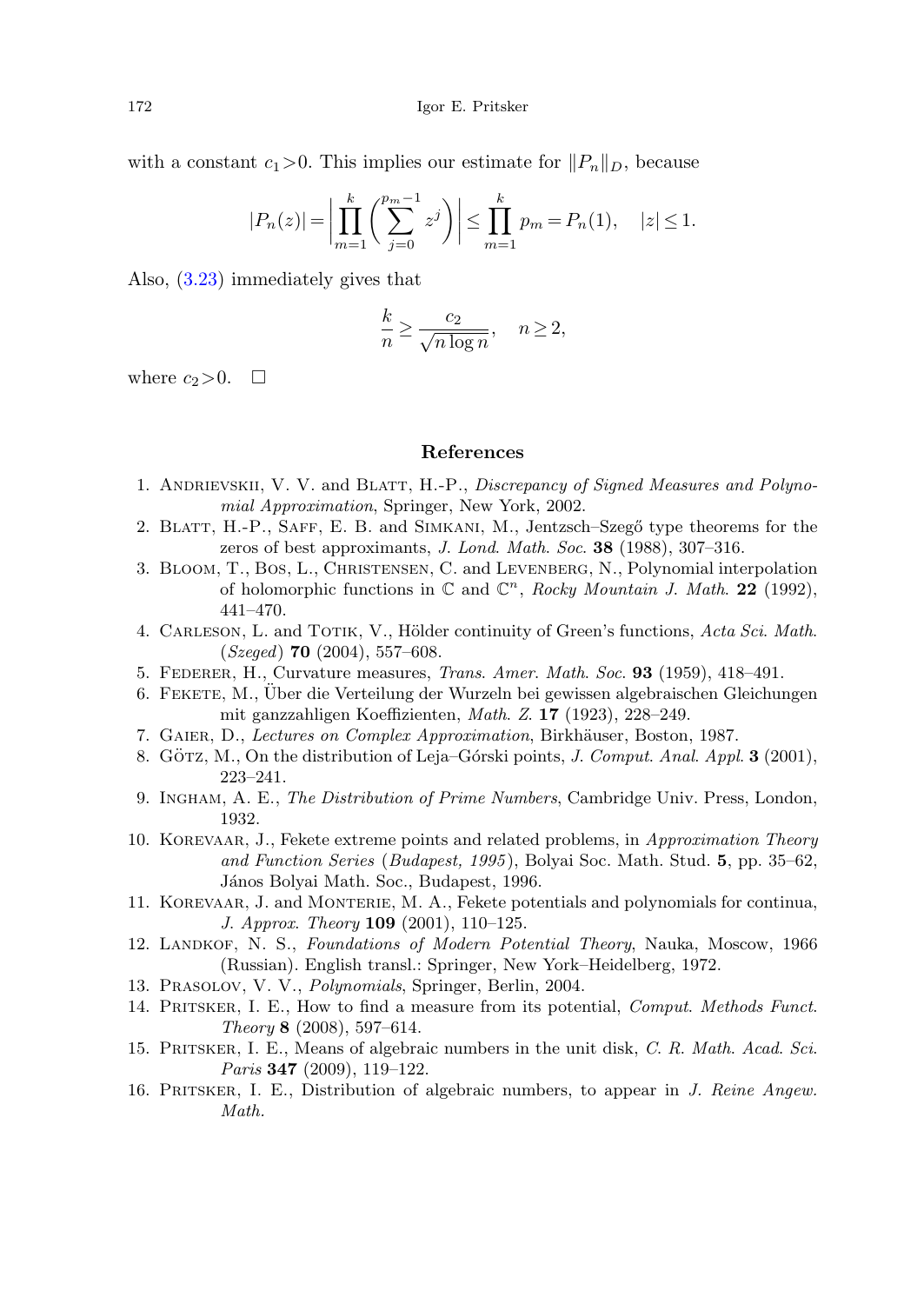with a constant $c_1>0$. This implies our estimate for $\|P_n\|_D$, because

$$|P_n(z)| = \left| \prod_{m=1}^{k} \left( \sum_{j=0}^{p_m-1} z^j \right) \right| \le \prod_{m=1}^{k} p_m = P_n(1), \quad |z| \le 1.$$

Also, (3.23) immediately gives that

$$\frac{k}{n} \ge \frac{c_2}{\sqrt{n \log n}}, \quad n \ge 2,$$

where $c_2>0$. □

## References

1. Andrievskii, V. V. and Blatt, H.-P., *Discrepancy of Signed Measures and Polynomial Approximation*, Springer, New York, 2002.
2. Blatt, H.-P., Saff, E. B. and Simkani, M., Jentzsch–Szegő type theorems for the zeros of best approximants, *J. Lond. Math. Soc.* **38** (1988), 307–316.
3. Bloom, T., Bos, L., Christensen, C. and Levenberg, N., Polynomial interpolation of holomorphic functions in $\mathbb{C}$ and $\mathbb{C}^n$, *Rocky Mountain J. Math.* **22** (1992), 441–470.
4. Carleson, L. and Totik, V., Hölder continuity of Green's functions, *Acta Sci. Math. (Szeged)* **70** (2004), 557–608.
5. Federer, H., Curvature measures, *Trans. Amer. Math. Soc.* **93** (1959), 418–491.
6. Fekete, M., Über die Verteilung der Wurzeln bei gewissen algebraischen Gleichungen mit ganzzahligen Koeffizienten, *Math. Z.* **17** (1923), 228–249.
7. Gaier, D., *Lectures on Complex Approximation*, Birkhäuser, Boston, 1987.
8. Götz, M., On the distribution of Leja–Górski points, *J. Comput. Anal. Appl.* **3** (2001), 223–241.
9. Ingham, A. E., *The Distribution of Prime Numbers*, Cambridge Univ. Press, London, 1932.
10. Korevaar, J., Fekete extreme points and related problems, in *Approximation Theory and Function Series (Budapest, 1995)*, Bolyai Soc. Math. Stud. **5**, pp. 35–62, János Bolyai Math. Soc., Budapest, 1996.
11. Korevaar, J. and Monterie, M. A., Fekete potentials and polynomials for continua, *J. Approx. Theory* **109** (2001), 110–125.
12. Landkof, N. S., *Foundations of Modern Potential Theory*, Nauka, Moscow, 1966 (Russian). English transl.: Springer, New York–Heidelberg, 1972.
13. Prasolov, V. V., *Polynomials*, Springer, Berlin, 2004.
14. Pritsker, I. E., How to find a measure from its potential, *Comput. Methods Funct. Theory* **8** (2008), 597–614.
15. Pritsker, I. E., Means of algebraic numbers in the unit disk, *C. R. Math. Acad. Sci. Paris* **347** (2009), 119–122.
16. Pritsker, I. E., Distribution of algebraic numbers, to appear in *J. Reine Angew. Math.*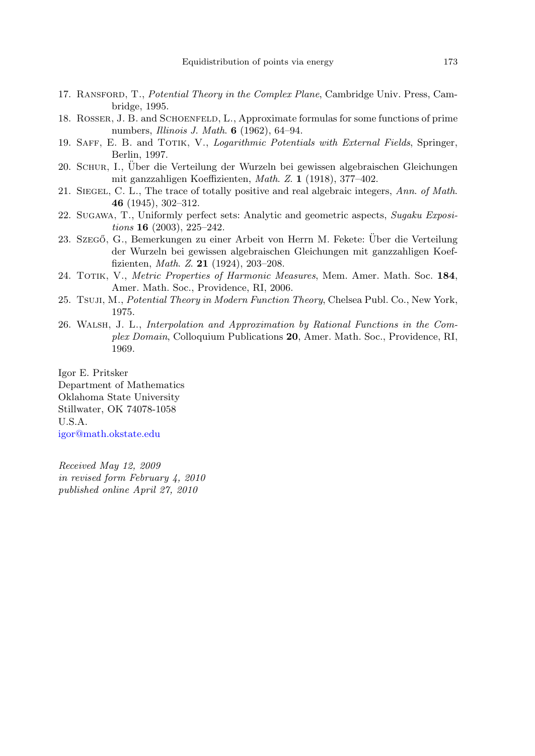17. Ransford, T., *Potential Theory in the Complex Plane*, Cambridge Univ. Press, Cambridge, 1995.
18. Rosser, J. B. and Schoenfeld, L., Approximate formulas for some functions of prime numbers, *Illinois J. Math.* **6** (1962), 64–94.
19. Saff, E. B. and Totik, V., *Logarithmic Potentials with External Fields*, Springer, Berlin, 1997.
20. Schur, I., Über die Verteilung der Wurzeln bei gewissen algebraischen Gleichungen mit ganzzahligen Koeffizienten, *Math. Z.* **1** (1918), 377–402.
21. Siegel, C. L., The trace of totally positive and real algebraic integers, *Ann. of Math.* **46** (1945), 302–312.
22. Sugawa, T., Uniformly perfect sets: Analytic and geometric aspects, *Sugaku Expositions* **16** (2003), 225–242.
23. Szegő, G., Bemerkungen zu einer Arbeit von Herrn M. Fekete: Über die Verteilung der Wurzeln bei gewissen algebraischen Gleichungen mit ganzzahligen Koeffizienten, *Math. Z.* **21** (1924), 203–208.
24. Totik, V., *Metric Properties of Harmonic Measures*, Mem. Amer. Math. Soc. **184**, Amer. Math. Soc., Providence, RI, 2006.
25. Tsuji, M., *Potential Theory in Modern Function Theory*, Chelsea Publ. Co., New York, 1975.
26. Walsh, J. L., *Interpolation and Approximation by Rational Functions in the Complex Domain*, Colloquium Publications **20**, Amer. Math. Soc., Providence, RI, 1969.

Igor E. Pritsker
Department of Mathematics
Oklahoma State University
Stillwater, OK 74078-1058
U.S.A.
igor@math.okstate.edu

*Received May 12, 2009*
*in revised form February 4, 2010*
*published online April 27, 2010*